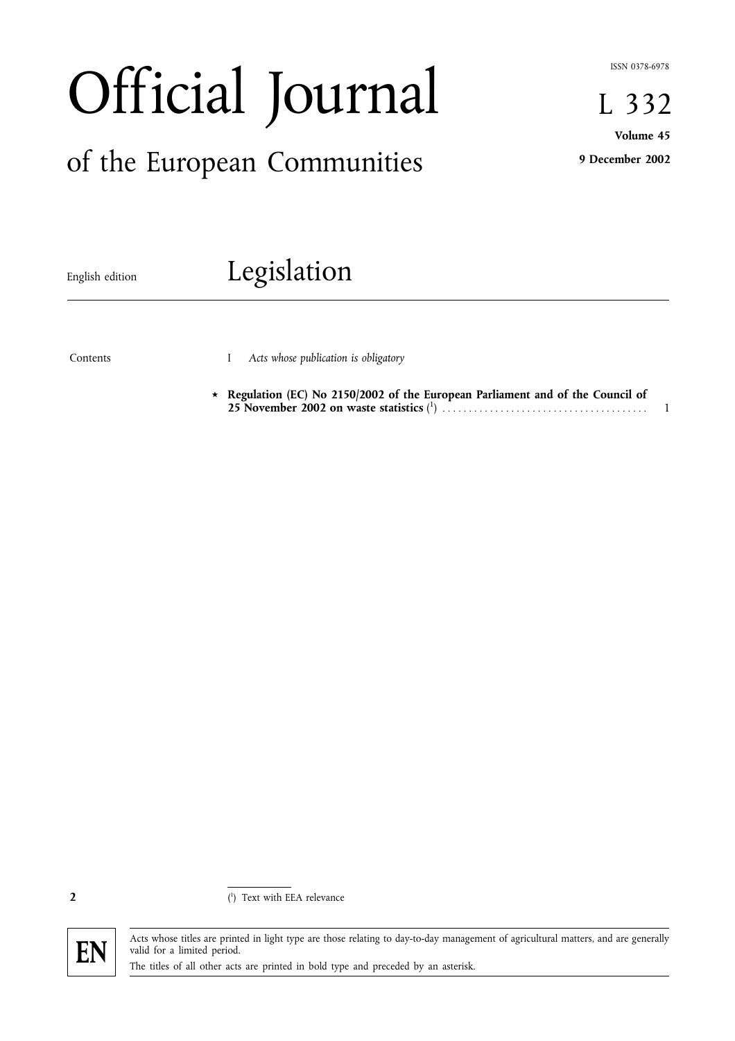ISSN 0378-6978

# Official Journal

# of the European Communities

**L 332**

**Volume 45**

**9 December 2002**

English edition

## Legislation

| Contents | I *Acts whose publication is obligatory* | |
|---|---|---|
| | ★ **Regulation (EC) No 2150/2002 of the European Parliament and of the Council of 25 November 2002 on waste statistics** ([1]) | 1 |

([1]) Text with EEA relevance

**EN**

Acts whose titles are printed in light type are those relating to day-to-day management of agricultural matters, and are generally valid for a limited period.

The titles of all other acts are printed in bold type and preceded by an asterisk.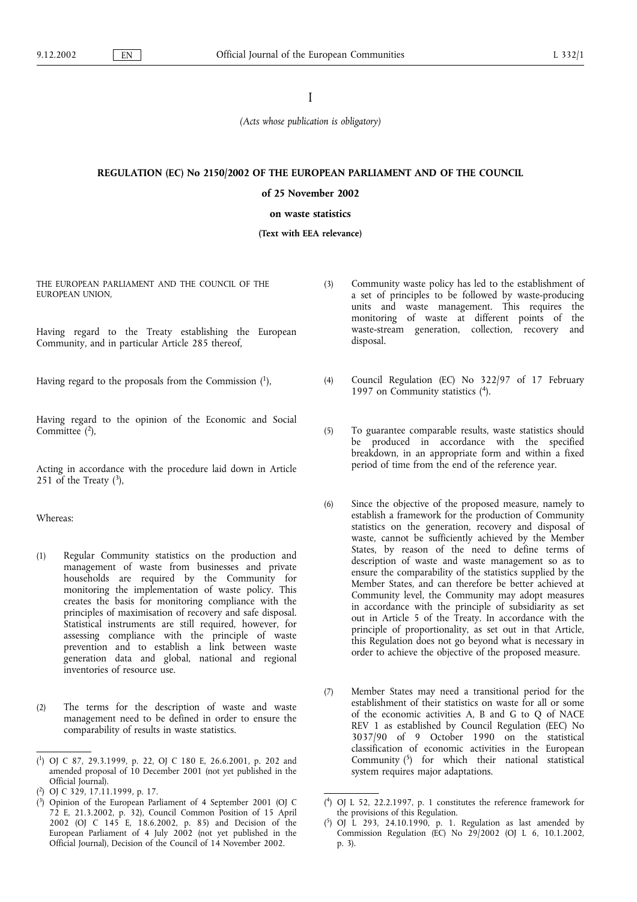I

*(Acts whose publication is obligatory)*

**REGULATION (EC) No 2150/2002 OF THE EUROPEAN PARLIAMENT AND OF THE COUNCIL**

**of 25 November 2002**

**on waste statistics**

**(Text with EEA relevance)**

THE EUROPEAN PARLIAMENT AND THE COUNCIL OF THE EUROPEAN UNION,

Having regard to the Treaty establishing the European Community, and in particular Article 285 thereof,

Having regard to the proposals from the Commission ([1]),

Having regard to the opinion of the Economic and Social Committee ([2]),

Acting in accordance with the procedure laid down in Article 251 of the Treaty ([3]),

Whereas:

(1) Regular Community statistics on the production and management of waste from businesses and private households are required by the Community for monitoring the implementation of waste policy. This creates the basis for monitoring compliance with the principles of maximisation of recovery and safe disposal. Statistical instruments are still required, however, for assessing compliance with the principle of waste prevention and to establish a link between waste generation data and global, national and regional inventories of resource use.

(2) The terms for the description of waste and waste management need to be defined in order to ensure the comparability of results in waste statistics.

(3) Community waste policy has led to the establishment of a set of principles to be followed by waste-producing units and waste management. This requires the monitoring of waste at different points of the waste-stream generation, collection, recovery and disposal.

(4) Council Regulation (EC) No 322/97 of 17 February 1997 on Community statistics ([4]).

(5) To guarantee comparable results, waste statistics should be produced in accordance with the specified breakdown, in an appropriate form and within a fixed period of time from the end of the reference year.

(6) Since the objective of the proposed measure, namely to establish a framework for the production of Community statistics on the generation, recovery and disposal of waste, cannot be sufficiently achieved by the Member States, by reason of the need to define terms of description of waste and waste management so as to ensure the comparability of the statistics supplied by the Member States, and can therefore be better achieved at Community level, the Community may adopt measures in accordance with the principle of subsidiarity as set out in Article 5 of the Treaty. In accordance with the principle of proportionality, as set out in that Article, this Regulation does not go beyond what is necessary in order to achieve the objective of the proposed measure.

(7) Member States may need a transitional period for the establishment of their statistics on waste for all or some of the economic activities A, B and G to Q of NACE REV 1 as established by Council Regulation (EEC) No 3037/90 of 9 October 1990 on the statistical classification of economic activities in the European Community ([5]) for which their national statistical system requires major adaptations.

---

([1]) OJ C 87, 29.3.1999, p. 22, OJ C 180 E, 26.6.2001, p. 202 and amended proposal of 10 December 2001 (not yet published in the Official Journal).

([2]) OJ C 329, 17.11.1999, p. 17.

([3]) Opinion of the European Parliament of 4 September 2001 (OJ C 72 E, 21.3.2002, p. 32), Council Common Position of 15 April 2002 (OJ C 145 E, 18.6.2002, p. 85) and Decision of the European Parliament of 4 July 2002 (not yet published in the Official Journal), Decision of the Council of 14 November 2002.

([4]) OJ L 52, 22.2.1997, p. 1 constitutes the reference framework for the provisions of this Regulation.

([5]) OJ L 293, 24.10.1990, p. 1. Regulation as last amended by Commission Regulation (EC) No 29/2002 (OJ L 6, 10.1.2002, p. 3).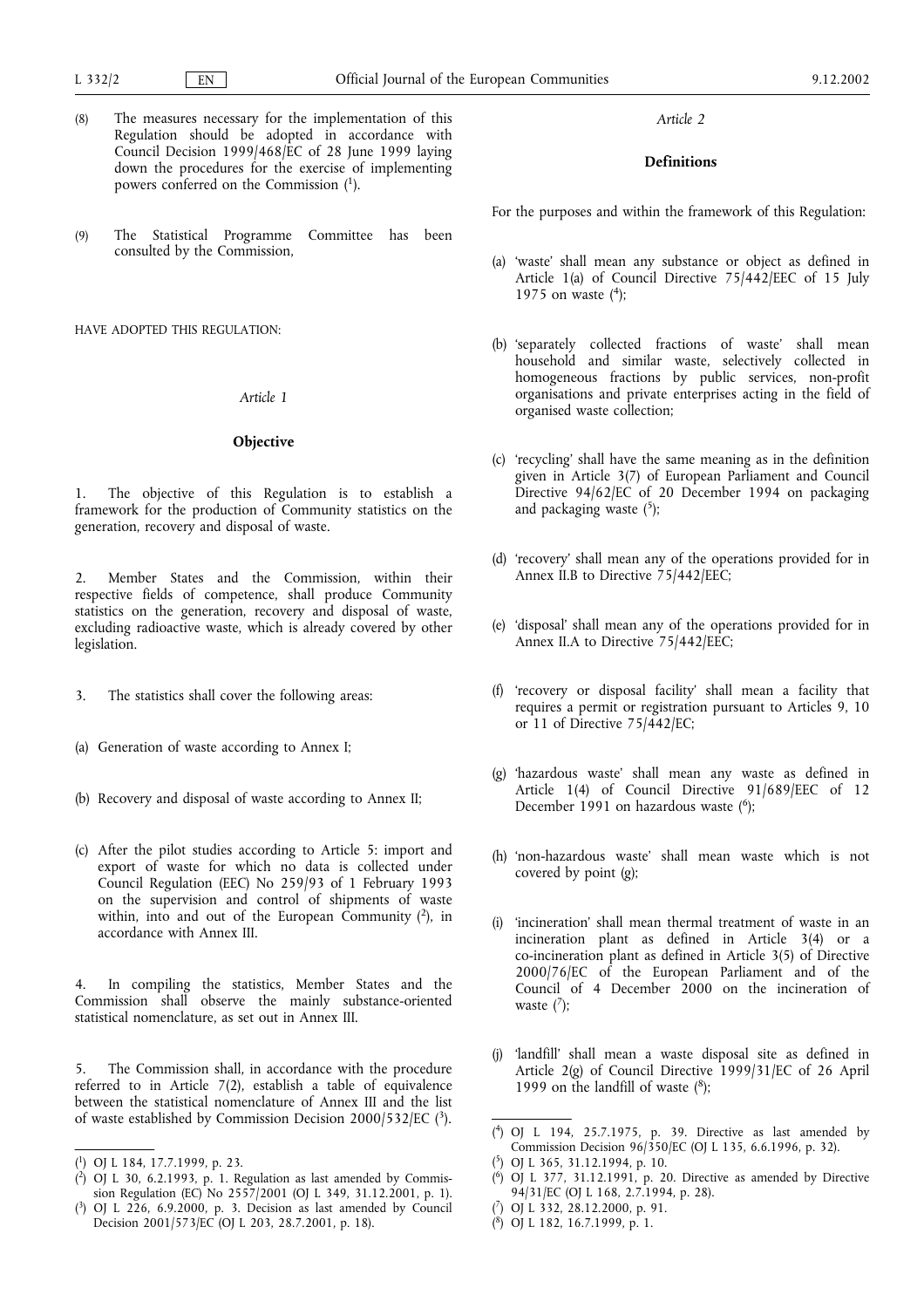(8) The measures necessary for the implementation of this Regulation should be adopted in accordance with Council Decision 1999/468/EC of 28 June 1999 laying down the procedures for the exercise of implementing powers conferred on the Commission ([1]).

(9) The Statistical Programme Committee has been consulted by the Commission,

HAVE ADOPTED THIS REGULATION:

*Article 1*

**Objective**

1. The objective of this Regulation is to establish a framework for the production of Community statistics on the generation, recovery and disposal of waste.

2. Member States and the Commission, within their respective fields of competence, shall produce Community statistics on the generation, recovery and disposal of waste, excluding radioactive waste, which is already covered by other legislation.

3. The statistics shall cover the following areas:

(a) Generation of waste according to Annex I;

(b) Recovery and disposal of waste according to Annex II;

(c) After the pilot studies according to Article 5: import and export of waste for which no data is collected under Council Regulation (EEC) No 259/93 of 1 February 1993 on the supervision and control of shipments of waste within, into and out of the European Community ([2]), in accordance with Annex III.

4. In compiling the statistics, Member States and the Commission shall observe the mainly substance-oriented statistical nomenclature, as set out in Annex III.

5. The Commission shall, in accordance with the procedure referred to in Article 7(2), establish a table of equivalence between the statistical nomenclature of Annex III and the list of waste established by Commission Decision 2000/532/EC ([3]).

*Article 2*

**Definitions**

For the purposes and within the framework of this Regulation:

(a) 'waste' shall mean any substance or object as defined in Article 1(a) of Council Directive 75/442/EEC of 15 July 1975 on waste ([4]);

(b) 'separately collected fractions of waste' shall mean household and similar waste, selectively collected in homogeneous fractions by public services, non-profit organisations and private enterprises acting in the field of organised waste collection;

(c) 'recycling' shall have the same meaning as in the definition given in Article 3(7) of European Parliament and Council Directive 94/62/EC of 20 December 1994 on packaging and packaging waste ([5]);

(d) 'recovery' shall mean any of the operations provided for in Annex II.B to Directive 75/442/EEC;

(e) 'disposal' shall mean any of the operations provided for in Annex II.A to Directive 75/442/EEC;

(f) 'recovery or disposal facility' shall mean a facility that requires a permit or registration pursuant to Articles 9, 10 or 11 of Directive 75/442/EC;

(g) 'hazardous waste' shall mean any waste as defined in Article 1(4) of Council Directive 91/689/EEC of 12 December 1991 on hazardous waste ([6]);

(h) 'non-hazardous waste' shall mean waste which is not covered by point (g);

(i) 'incineration' shall mean thermal treatment of waste in an incineration plant as defined in Article 3(4) or a co-incineration plant as defined in Article 3(5) of Directive 2000/76/EC of the European Parliament and of the Council of 4 December 2000 on the incineration of waste ([7]);

(j) 'landfill' shall mean a waste disposal site as defined in Article 2(g) of Council Directive 1999/31/EC of 26 April 1999 on the landfill of waste ([8]);

---

([1]) OJ L 184, 17.7.1999, p. 23.

([2]) OJ L 30, 6.2.1993, p. 1. Regulation as last amended by Commission Regulation (EC) No 2557/2001 (OJ L 349, 31.12.2001, p. 1).

([3]) OJ L 226, 6.9.2000, p. 3. Decision as last amended by Council Decision 2001/573/EC (OJ L 203, 28.7.2001, p. 18).

([4]) OJ L 194, 25.7.1975, p. 39. Directive as last amended by Commission Decision 96/350/EC (OJ L 135, 6.6.1996, p. 32).

([5]) OJ L 365, 31.12.1994, p. 10.

([6]) OJ L 377, 31.12.1991, p. 20. Directive as amended by Directive 94/31/EC (OJ L 168, 2.7.1994, p. 28).

([7]) OJ L 332, 28.12.2000, p. 91.

([8]) OJ L 182, 16.7.1999, p. 1.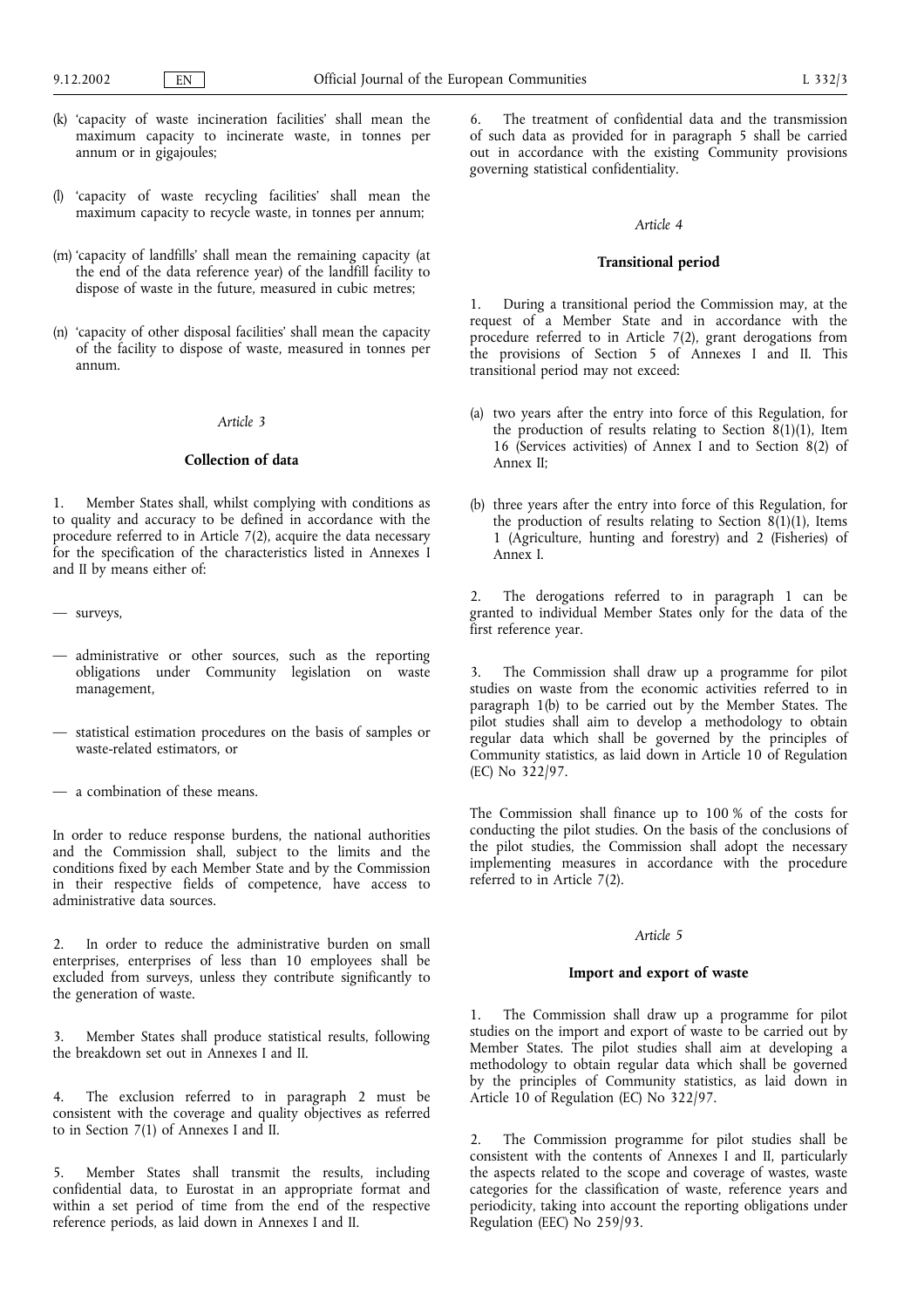(k) 'capacity of waste incineration facilities' shall mean the maximum capacity to incinerate waste, in tonnes per annum or in gigajoules;

(l) 'capacity of waste recycling facilities' shall mean the maximum capacity to recycle waste, in tonnes per annum;

(m) 'capacity of landfills' shall mean the remaining capacity (at the end of the data reference year) of the landfill facility to dispose of waste in the future, measured in cubic metres;

(n) 'capacity of other disposal facilities' shall mean the capacity of the facility to dispose of waste, measured in tonnes per annum.

*Article 3*

**Collection of data**

1. Member States shall, whilst complying with conditions as to quality and accuracy to be defined in accordance with the procedure referred to in Article 7(2), acquire the data necessary for the specification of the characteristics listed in Annexes I and II by means either of:

— surveys,

— administrative or other sources, such as the reporting obligations under Community legislation on waste management,

— statistical estimation procedures on the basis of samples or waste-related estimators, or

— a combination of these means.

In order to reduce response burdens, the national authorities and the Commission shall, subject to the limits and the conditions fixed by each Member State and by the Commission in their respective fields of competence, have access to administrative data sources.

2. In order to reduce the administrative burden on small enterprises, enterprises of less than 10 employees shall be excluded from surveys, unless they contribute significantly to the generation of waste.

3. Member States shall produce statistical results, following the breakdown set out in Annexes I and II.

4. The exclusion referred to in paragraph 2 must be consistent with the coverage and quality objectives as referred to in Section 7(1) of Annexes I and II.

5. Member States shall transmit the results, including confidential data, to Eurostat in an appropriate format and within a set period of time from the end of the respective reference periods, as laid down in Annexes I and II.

6. The treatment of confidential data and the transmission of such data as provided for in paragraph 5 shall be carried out in accordance with the existing Community provisions governing statistical confidentiality.

*Article 4*

**Transitional period**

1. During a transitional period the Commission may, at the request of a Member State and in accordance with the procedure referred to in Article 7(2), grant derogations from the provisions of Section 5 of Annexes I and II. This transitional period may not exceed:

(a) two years after the entry into force of this Regulation, for the production of results relating to Section 8(1)(1), Item 16 (Services activities) of Annex I and to Section 8(2) of Annex II;

(b) three years after the entry into force of this Regulation, for the production of results relating to Section 8(1)(1), Items 1 (Agriculture, hunting and forestry) and 2 (Fisheries) of Annex I.

2. The derogations referred to in paragraph 1 can be granted to individual Member States only for the data of the first reference year.

3. The Commission shall draw up a programme for pilot studies on waste from the economic activities referred to in paragraph 1(b) to be carried out by the Member States. The pilot studies shall aim to develop a methodology to obtain regular data which shall be governed by the principles of Community statistics, as laid down in Article 10 of Regulation (EC) No 322/97.

The Commission shall finance up to 100 % of the costs for conducting the pilot studies. On the basis of the conclusions of the pilot studies, the Commission shall adopt the necessary implementing measures in accordance with the procedure referred to in Article 7(2).

*Article 5*

**Import and export of waste**

1. The Commission shall draw up a programme for pilot studies on the import and export of waste to be carried out by Member States. The pilot studies shall aim at developing a methodology to obtain regular data which shall be governed by the principles of Community statistics, as laid down in Article 10 of Regulation (EC) No 322/97.

2. The Commission programme for pilot studies shall be consistent with the contents of Annexes I and II, particularly the aspects related to the scope and coverage of wastes, waste categories for the classification of waste, reference years and periodicity, taking into account the reporting obligations under Regulation (EEC) No 259/93.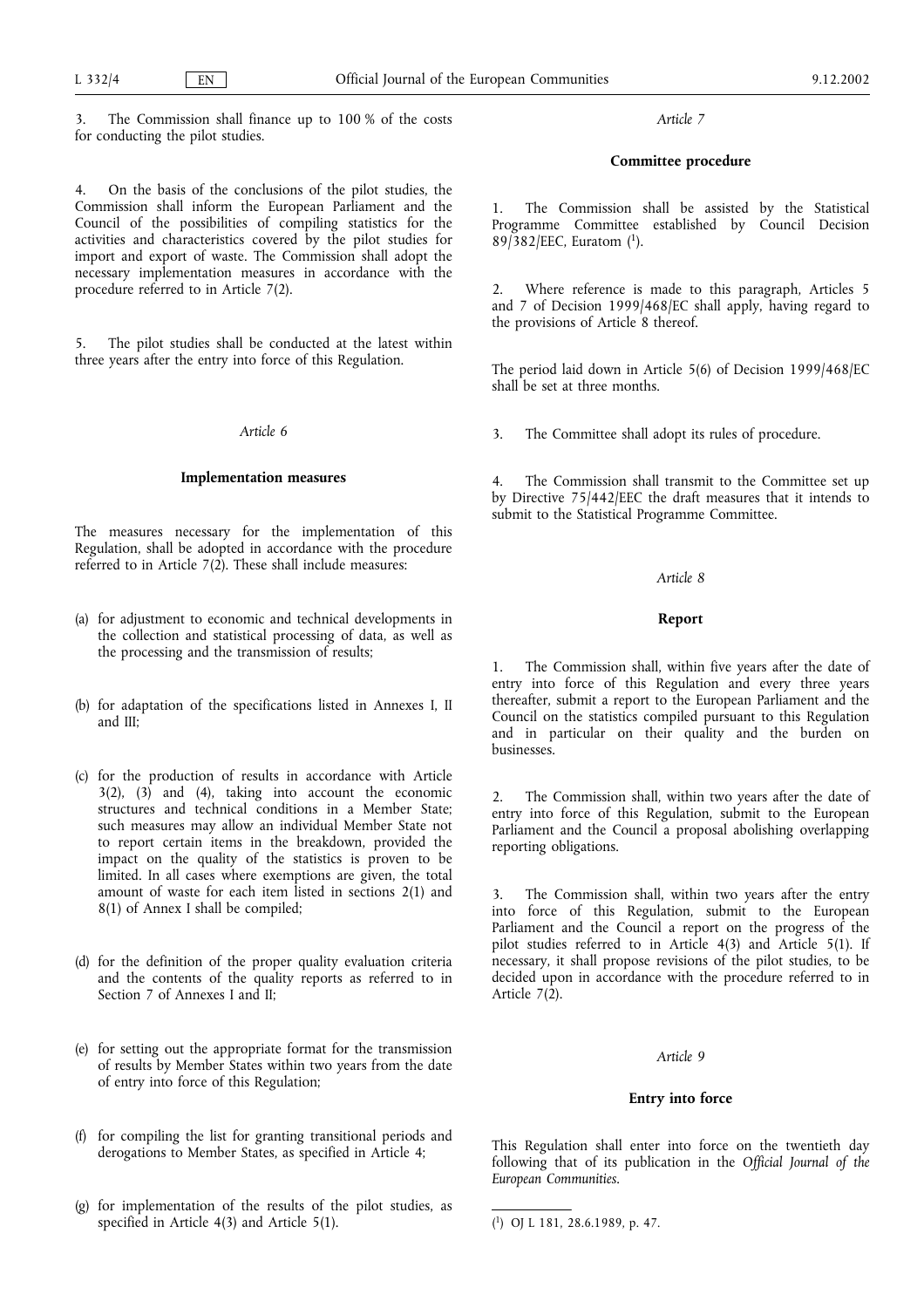3. The Commission shall finance up to 100 % of the costs for conducting the pilot studies.

4. On the basis of the conclusions of the pilot studies, the Commission shall inform the European Parliament and the Council of the possibilities of compiling statistics for the activities and characteristics covered by the pilot studies for import and export of waste. The Commission shall adopt the necessary implementation measures in accordance with the procedure referred to in Article 7(2).

5. The pilot studies shall be conducted at the latest within three years after the entry into force of this Regulation.

*Article 6*

**Implementation measures**

The measures necessary for the implementation of this Regulation, shall be adopted in accordance with the procedure referred to in Article 7(2). These shall include measures:

(a) for adjustment to economic and technical developments in the collection and statistical processing of data, as well as the processing and the transmission of results;

(b) for adaptation of the specifications listed in Annexes I, II and III;

(c) for the production of results in accordance with Article 3(2), (3) and (4), taking into account the economic structures and technical conditions in a Member State; such measures may allow an individual Member State not to report certain items in the breakdown, provided the impact on the quality of the statistics is proven to be limited. In all cases where exemptions are given, the total amount of waste for each item listed in sections 2(1) and 8(1) of Annex I shall be compiled;

(d) for the definition of the proper quality evaluation criteria and the contents of the quality reports as referred to in Section 7 of Annexes I and II;

(e) for setting out the appropriate format for the transmission of results by Member States within two years from the date of entry into force of this Regulation;

(f) for compiling the list for granting transitional periods and derogations to Member States, as specified in Article 4;

(g) for implementation of the results of the pilot studies, as specified in Article 4(3) and Article 5(1).

*Article 7*

**Committee procedure**

1. The Commission shall be assisted by the Statistical Programme Committee established by Council Decision 89/382/EEC, Euratom [1].

2. Where reference is made to this paragraph, Articles 5 and 7 of Decision 1999/468/EC shall apply, having regard to the provisions of Article 8 thereof.

The period laid down in Article 5(6) of Decision 1999/468/EC shall be set at three months.

3. The Committee shall adopt its rules of procedure.

4. The Commission shall transmit to the Committee set up by Directive 75/442/EEC the draft measures that it intends to submit to the Statistical Programme Committee.

*Article 8*

**Report**

1. The Commission shall, within five years after the date of entry into force of this Regulation and every three years thereafter, submit a report to the European Parliament and the Council on the statistics compiled pursuant to this Regulation and in particular on their quality and the burden on businesses.

2. The Commission shall, within two years after the date of entry into force of this Regulation, submit to the European Parliament and the Council a proposal abolishing overlapping reporting obligations.

3. The Commission shall, within two years after the entry into force of this Regulation, submit to the European Parliament and the Council a report on the progress of the pilot studies referred to in Article 4(3) and Article 5(1). If necessary, it shall propose revisions of the pilot studies, to be decided upon in accordance with the procedure referred to in Article 7(2).

*Article 9*

**Entry into force**

This Regulation shall enter into force on the twentieth day following that of its publication in the *Official Journal of the European Communities*.

[1] OJ L 181, 28.6.1989, p. 47.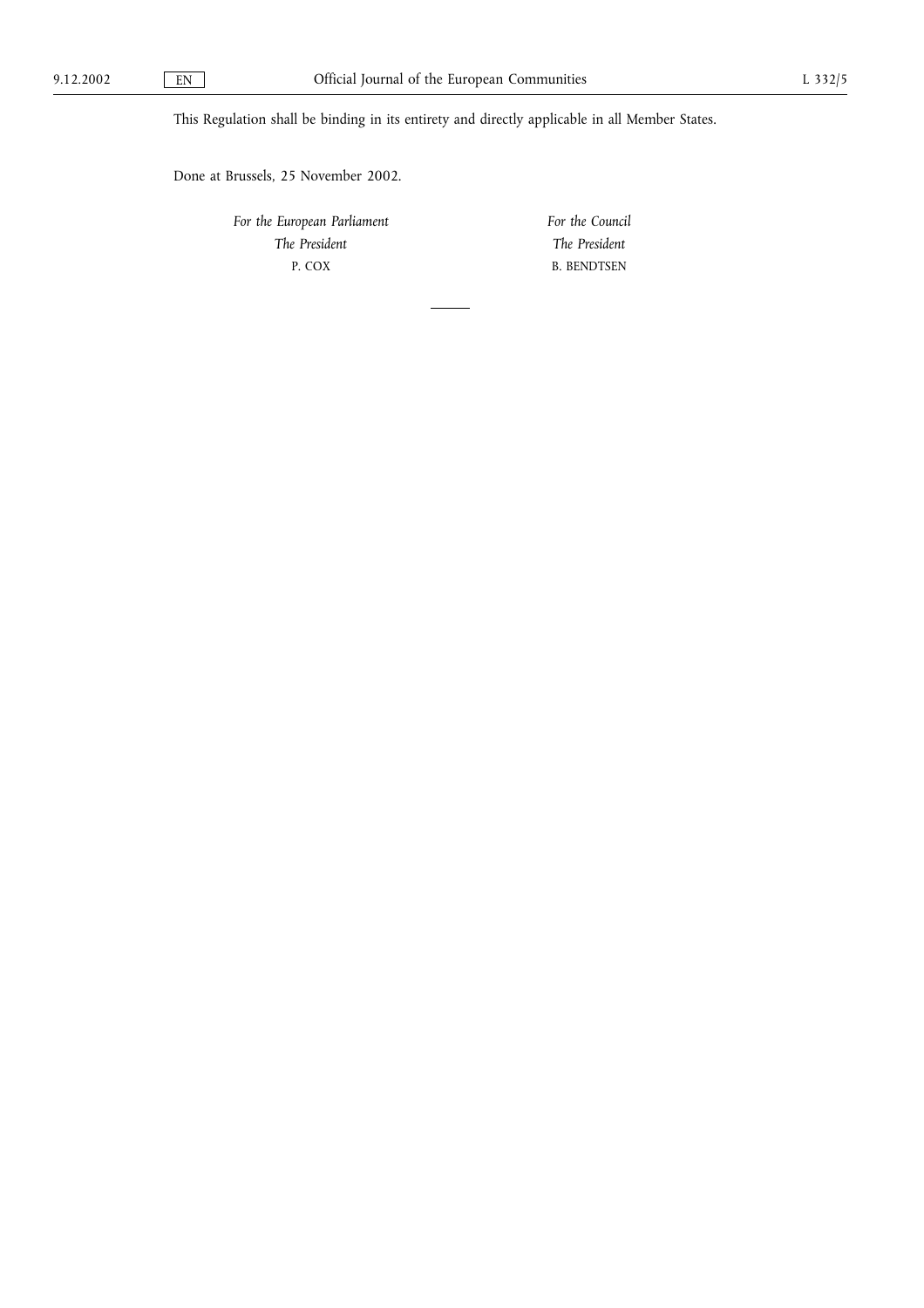This Regulation shall be binding in its entirety and directly applicable in all Member States.

Done at Brussels, 25 November 2002.

| *For the European Parliament* | *For the Council* |
| --- | --- |
| *The President* | *The President* |
| P. COX | B. BENDTSEN |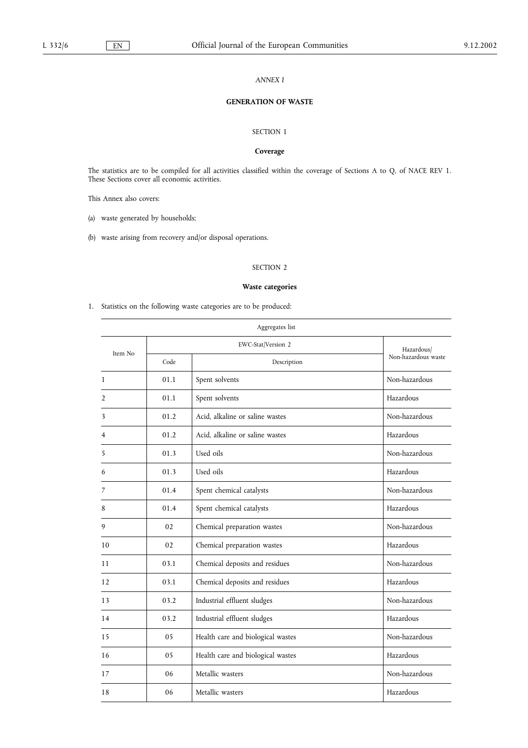*ANNEX I*

# GENERATION OF WASTE

## SECTION 1

### Coverage

The statistics are to be compiled for all activities classified within the coverage of Sections A to Q, of NACE REV 1. These Sections cover all economic activities.

This Annex also covers:

(a) waste generated by households;

(b) waste arising from recovery and/or disposal operations.

## SECTION 2

### Waste categories

1. Statistics on the following waste categories are to be produced:

| Aggregates list | | | |
|---|---|---|---|
| Item No | EWC-Stat/Version 2 | | Hazardous/ Non-hazardous waste |
| | Code | Description | |
| 1 | 01.1 | Spent solvents | Non-hazardous |
| 2 | 01.1 | Spent solvents | Hazardous |
| 3 | 01.2 | Acid, alkaline or saline wastes | Non-hazardous |
| 4 | 01.2 | Acid, alkaline or saline wastes | Hazardous |
| 5 | 01.3 | Used oils | Non-hazardous |
| 6 | 01.3 | Used oils | Hazardous |
| 7 | 01.4 | Spent chemical catalysts | Non-hazardous |
| 8 | 01.4 | Spent chemical catalysts | Hazardous |
| 9 | 02 | Chemical preparation wastes | Non-hazardous |
| 10 | 02 | Chemical preparation wastes | Hazardous |
| 11 | 03.1 | Chemical deposits and residues | Non-hazardous |
| 12 | 03.1 | Chemical deposits and residues | Hazardous |
| 13 | 03.2 | Industrial effluent sludges | Non-hazardous |
| 14 | 03.2 | Industrial effluent sludges | Hazardous |
| 15 | 05 | Health care and biological wastes | Non-hazardous |
| 16 | 05 | Health care and biological wastes | Hazardous |
| 17 | 06 | Metallic wasters | Non-hazardous |
| 18 | 06 | Metallic wasters | Hazardous |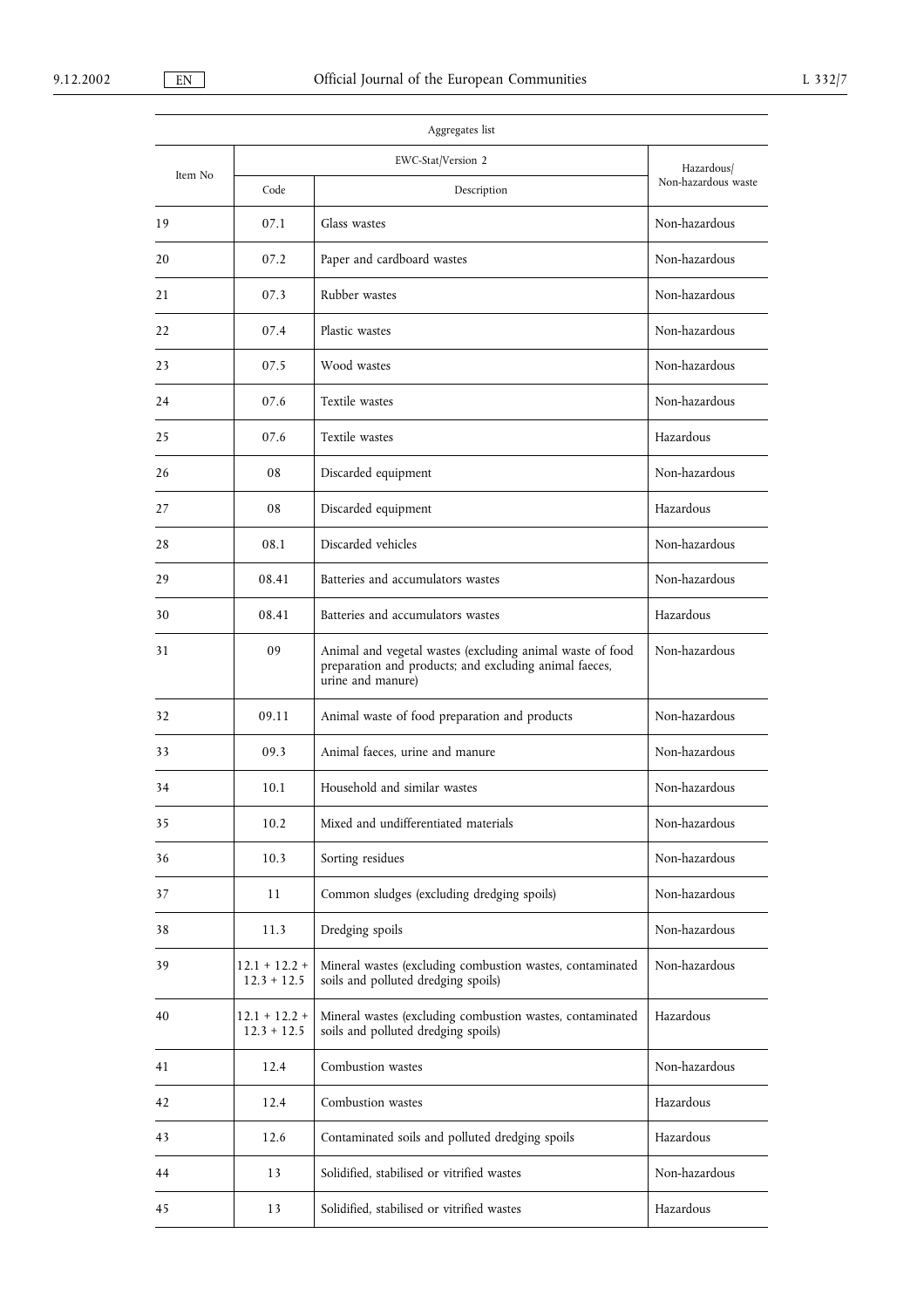| Aggregates list | | | |
|---|---|---|---|
| Item No | EWC-Stat/Version 2 | | Hazardous/ Non-hazardous waste |
| | Code | Description | |
| 19 | 07.1 | Glass wastes | Non-hazardous |
| 20 | 07.2 | Paper and cardboard wastes | Non-hazardous |
| 21 | 07.3 | Rubber wastes | Non-hazardous |
| 22 | 07.4 | Plastic wastes | Non-hazardous |
| 23 | 07.5 | Wood wastes | Non-hazardous |
| 24 | 07.6 | Textile wastes | Non-hazardous |
| 25 | 07.6 | Textile wastes | Hazardous |
| 26 | 08 | Discarded equipment | Non-hazardous |
| 27 | 08 | Discarded equipment | Hazardous |
| 28 | 08.1 | Discarded vehicles | Non-hazardous |
| 29 | 08.41 | Batteries and accumulators wastes | Non-hazardous |
| 30 | 08.41 | Batteries and accumulators wastes | Hazardous |
| 31 | 09 | Animal and vegetal wastes (excluding animal waste of food preparation and products; and excluding animal faeces, urine and manure) | Non-hazardous |
| 32 | 09.11 | Animal waste of food preparation and products | Non-hazardous |
| 33 | 09.3 | Animal faeces, urine and manure | Non-hazardous |
| 34 | 10.1 | Household and similar wastes | Non-hazardous |
| 35 | 10.2 | Mixed and undifferentiated materials | Non-hazardous |
| 36 | 10.3 | Sorting residues | Non-hazardous |
| 37 | 11 | Common sludges (excluding dredging spoils) | Non-hazardous |
| 38 | 11.3 | Dredging spoils | Non-hazardous |
| 39 | 12.1 + 12.2 + 12.3 + 12.5 | Mineral wastes (excluding combustion wastes, contaminated soils and polluted dredging spoils) | Non-hazardous |
| 40 | 12.1 + 12.2 + 12.3 + 12.5 | Mineral wastes (excluding combustion wastes, contaminated soils and polluted dredging spoils) | Hazardous |
| 41 | 12.4 | Combustion wastes | Non-hazardous |
| 42 | 12.4 | Combustion wastes | Hazardous |
| 43 | 12.6 | Contaminated soils and polluted dredging spoils | Hazardous |
| 44 | 13 | Solidified, stabilised or vitrified wastes | Non-hazardous |
| 45 | 13 | Solidified, stabilised or vitrified wastes | Hazardous |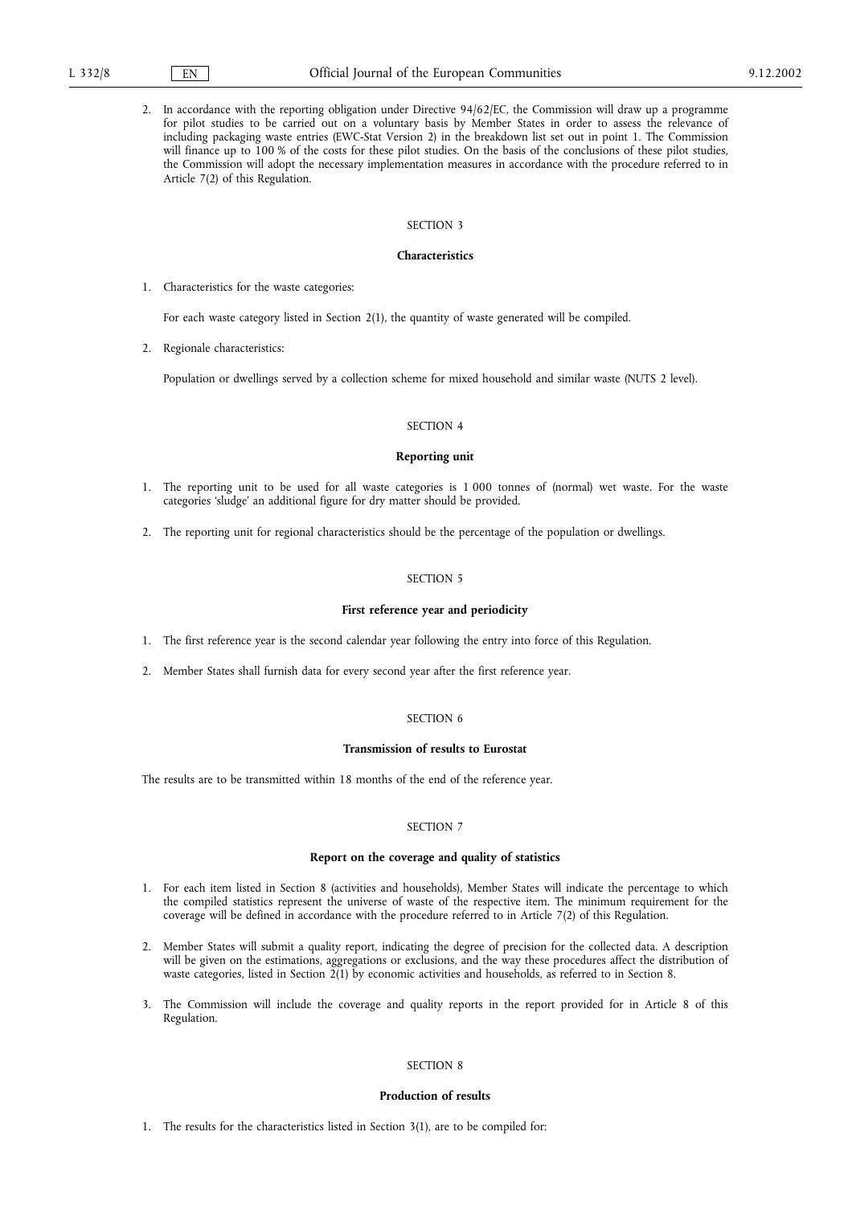2. In accordance with the reporting obligation under Directive 94/62/EC, the Commission will draw up a programme for pilot studies to be carried out on a voluntary basis by Member States in order to assess the relevance of including packaging waste entries (EWC-Stat Version 2) in the breakdown list set out in point 1. The Commission will finance up to 100 % of the costs for these pilot studies. On the basis of the conclusions of these pilot studies, the Commission will adopt the necessary implementation measures in accordance with the procedure referred to in Article 7(2) of this Regulation.

SECTION 3

**Characteristics**

1. Characteristics for the waste categories:

   For each waste category listed in Section 2(1), the quantity of waste generated will be compiled.

2. Regionale characteristics:

   Population or dwellings served by a collection scheme for mixed household and similar waste (NUTS 2 level).

SECTION 4

**Reporting unit**

1. The reporting unit to be used for all waste categories is 1 000 tonnes of (normal) wet waste. For the waste categories 'sludge' an additional figure for dry matter should be provided.

2. The reporting unit for regional characteristics should be the percentage of the population or dwellings.

SECTION 5

**First reference year and periodicity**

1. The first reference year is the second calendar year following the entry into force of this Regulation.

2. Member States shall furnish data for every second year after the first reference year.

SECTION 6

**Transmission of results to Eurostat**

The results are to be transmitted within 18 months of the end of the reference year.

SECTION 7

**Report on the coverage and quality of statistics**

1. For each item listed in Section 8 (activities and households), Member States will indicate the percentage to which the compiled statistics represent the universe of waste of the respective item. The minimum requirement for the coverage will be defined in accordance with the procedure referred to in Article 7(2) of this Regulation.

2. Member States will submit a quality report, indicating the degree of precision for the collected data. A description will be given on the estimations, aggregations or exclusions, and the way these procedures affect the distribution of waste categories, listed in Section 2(1) by economic activities and households, as referred to in Section 8.

3. The Commission will include the coverage and quality reports in the report provided for in Article 8 of this Regulation.

SECTION 8

**Production of results**

1. The results for the characteristics listed in Section 3(1), are to be compiled for: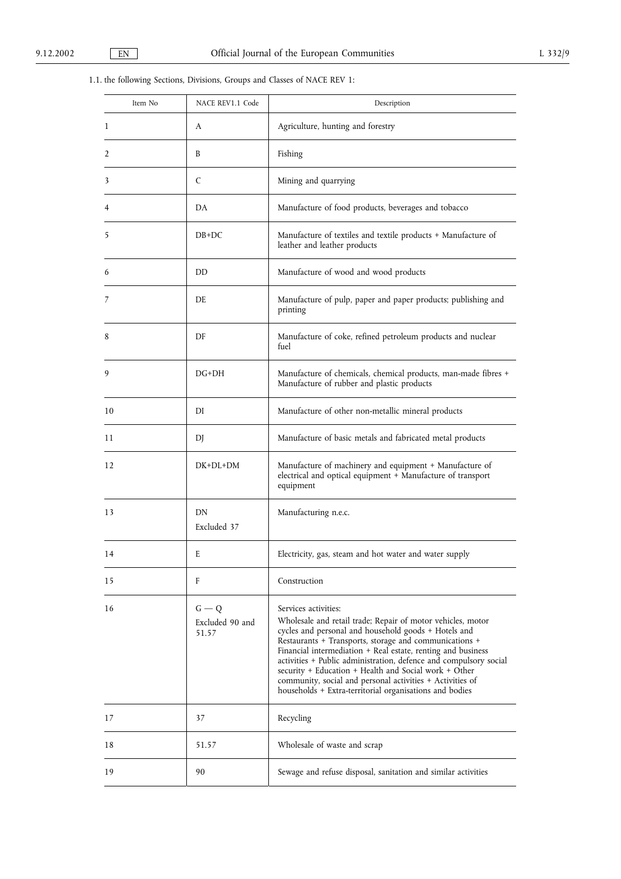1.1. the following Sections, Divisions, Groups and Classes of NACE REV 1:

| Item No | NACE REV1.1 Code | Description |
|---|---|---|
| 1 | A | Agriculture, hunting and forestry |
| 2 | B | Fishing |
| 3 | C | Mining and quarrying |
| 4 | DA | Manufacture of food products, beverages and tobacco |
| 5 | DB+DC | Manufacture of textiles and textile products + Manufacture of leather and leather products |
| 6 | DD | Manufacture of wood and wood products |
| 7 | DE | Manufacture of pulp, paper and paper products; publishing and printing |
| 8 | DF | Manufacture of coke, refined petroleum products and nuclear fuel |
| 9 | DG+DH | Manufacture of chemicals, chemical products, man-made fibres + Manufacture of rubber and plastic products |
| 10 | DI | Manufacture of other non-metallic mineral products |
| 11 | DJ | Manufacture of basic metals and fabricated metal products |
| 12 | DK+DL+DM | Manufacture of machinery and equipment + Manufacture of electrical and optical equipment + Manufacture of transport equipment |
| 13 | DN Excluded 37 | Manufacturing n.e.c. |
| 14 | E | Electricity, gas, steam and hot water and water supply |
| 15 | F | Construction |
| 16 | G — Q Excluded 90 and 51.57 | Services activities: Wholesale and retail trade; Repair of motor vehicles, motor cycles and personal and household goods + Hotels and Restaurants + Transports, storage and communications + Financial intermediation + Real estate, renting and business activities + Public administration, defence and compulsory social security + Education + Health and Social work + Other community, social and personal activities + Activities of households + Extra-territorial organisations and bodies |
| 17 | 37 | Recycling |
| 18 | 51.57 | Wholesale of waste and scrap |
| 19 | 90 | Sewage and refuse disposal, sanitation and similar activities |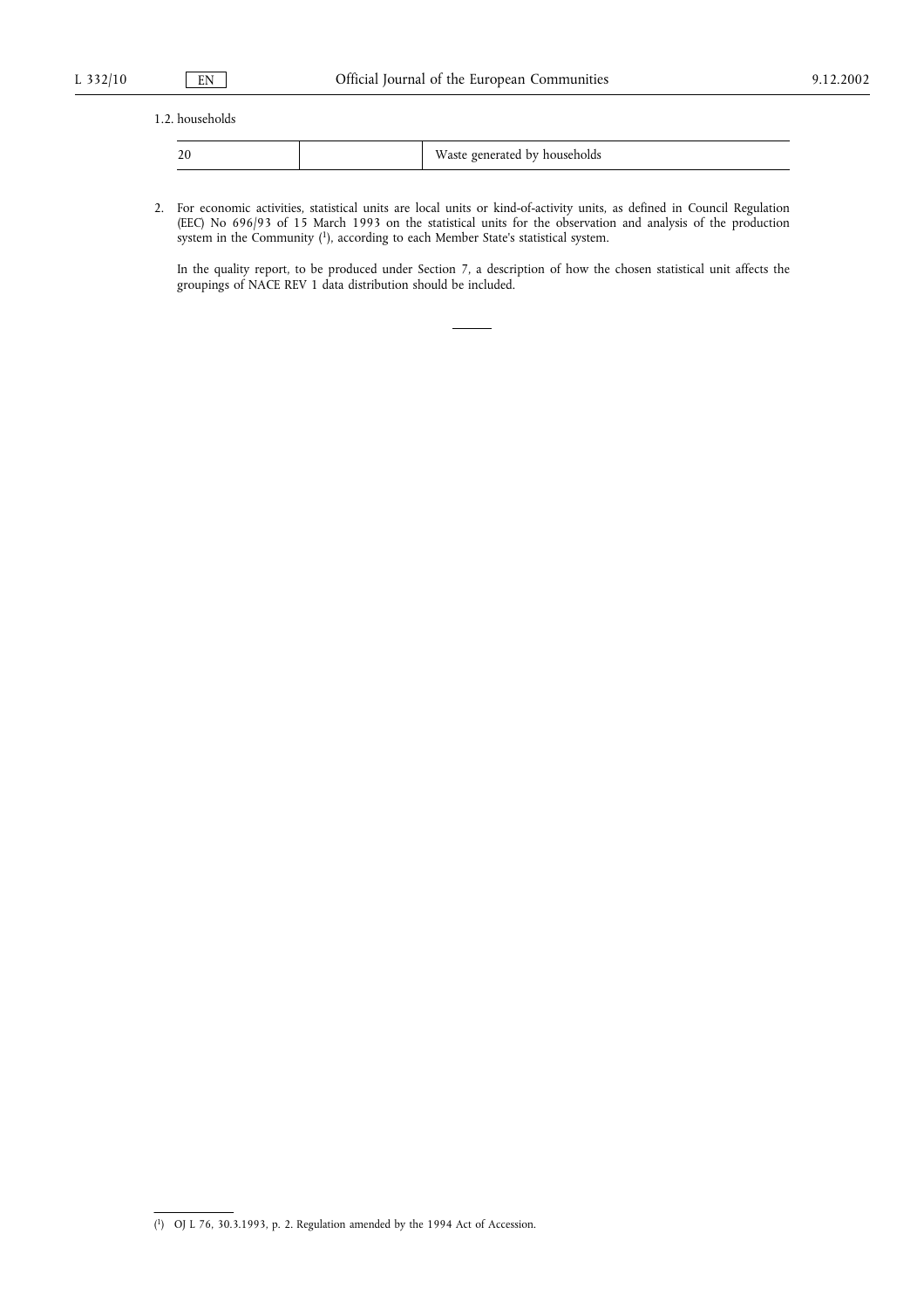1.2. households

| 20 | | Waste generated by households |
|---|---|---|

2. For economic activities, statistical units are local units or kind-of-activity units, as defined in Council Regulation (EEC) No 696/93 of 15 March 1993 on the statistical units for the observation and analysis of the production system in the Community ([1]), according to each Member State's statistical system.

   In the quality report, to be produced under Section 7, a description of how the chosen statistical unit affects the groupings of NACE REV 1 data distribution should be included.

---

([1]) OJ L 76, 30.3.1993, p. 2. Regulation amended by the 1994 Act of Accession.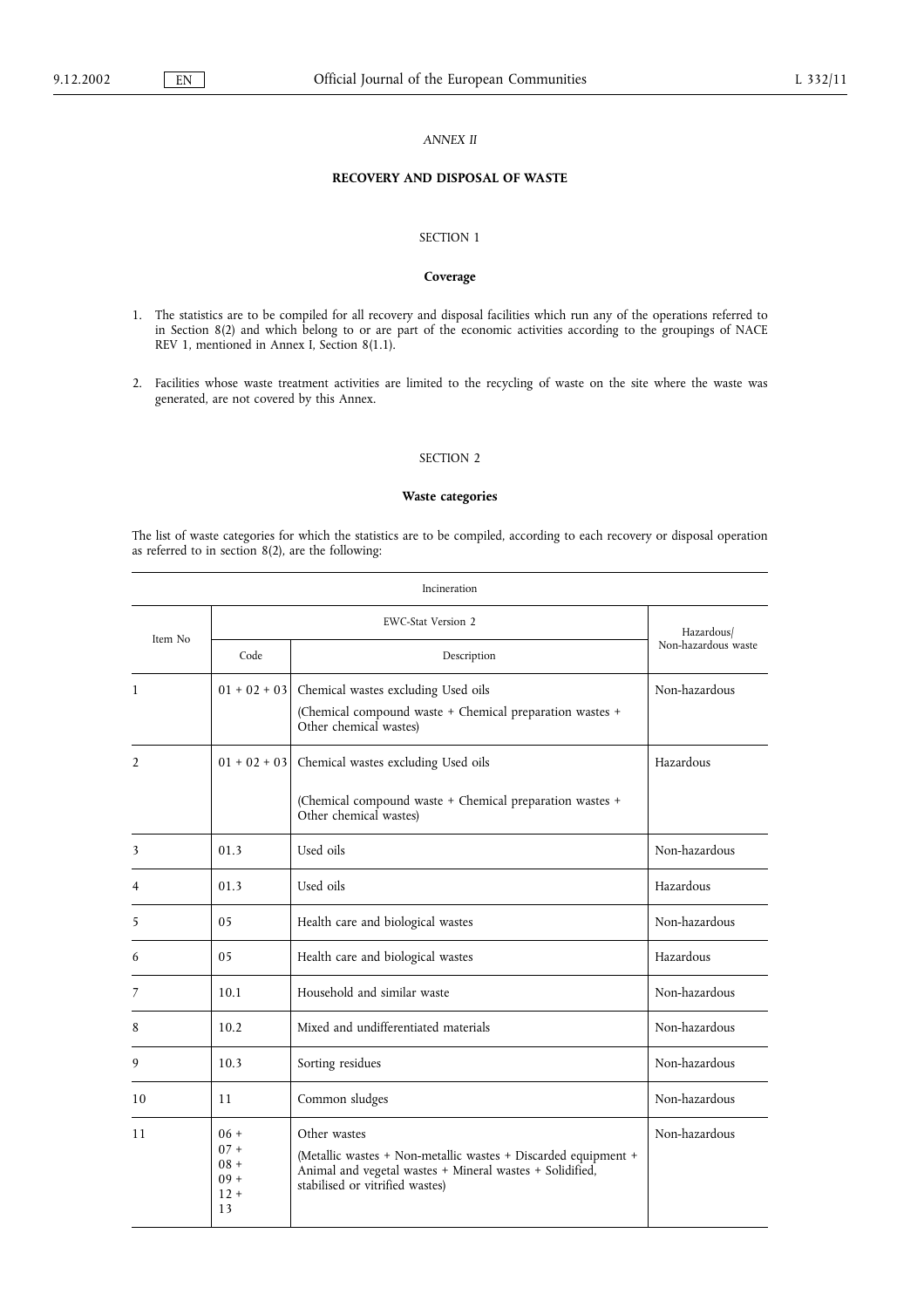*ANNEX II*

**RECOVERY AND DISPOSAL OF WASTE**

SECTION 1

**Coverage**

1. The statistics are to be compiled for all recovery and disposal facilities which run any of the operations referred to in Section 8(2) and which belong to or are part of the economic activities according to the groupings of NACE REV 1, mentioned in Annex I, Section 8(1.1).

2. Facilities whose waste treatment activities are limited to the recycling of waste on the site where the waste was generated, are not covered by this Annex.

SECTION 2

**Waste categories**

The list of waste categories for which the statistics are to be compiled, according to each recovery or disposal operation as referred to in section 8(2), are the following:

| Incineration | | | |
|---|---|---|---|
| Item No | EWC-Stat Version 2 | | Hazardous/ Non-hazardous waste |
| | Code | Description | |
| 1 | 01 + 02 + 03 | Chemical wastes excluding Used oils<br>(Chemical compound waste + Chemical preparation wastes + Other chemical wastes) | Non-hazardous |
| 2 | 01 + 02 + 03 | Chemical wastes excluding Used oils<br>(Chemical compound waste + Chemical preparation wastes + Other chemical wastes) | Hazardous |
| 3 | 01.3 | Used oils | Non-hazardous |
| 4 | 01.3 | Used oils | Hazardous |
| 5 | 05 | Health care and biological wastes | Non-hazardous |
| 6 | 05 | Health care and biological wastes | Hazardous |
| 7 | 10.1 | Household and similar waste | Non-hazardous |
| 8 | 10.2 | Mixed and undifferentiated materials | Non-hazardous |
| 9 | 10.3 | Sorting residues | Non-hazardous |
| 10 | 11 | Common sludges | Non-hazardous |
| 11 | 06 + 07 + 08 + 09 + 12 + 13 | Other wastes<br>(Metallic wastes + Non-metallic wastes + Discarded equipment + Animal and vegetal wastes + Mineral wastes + Solidified, stabilised or vitrified wastes) | Non-hazardous |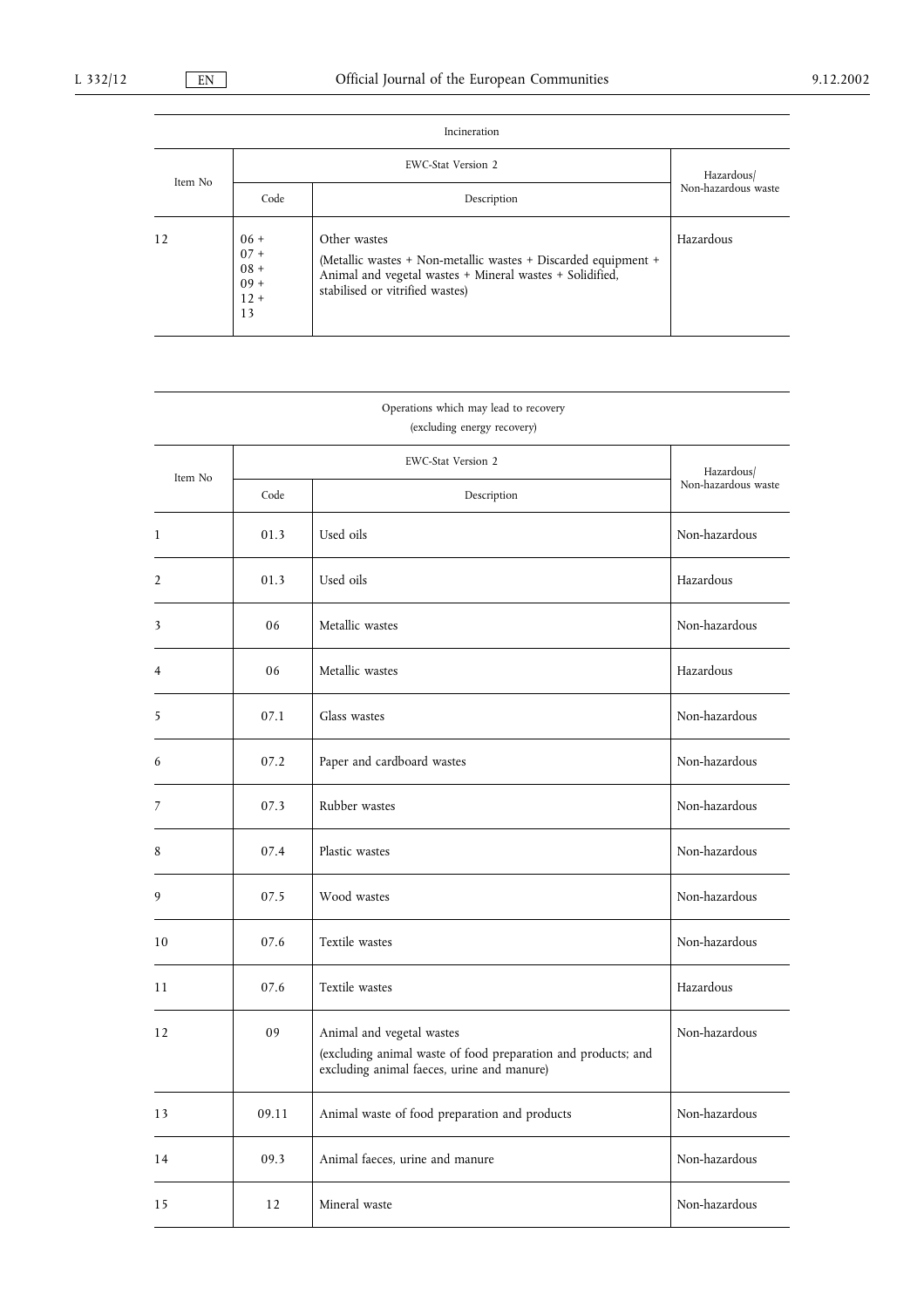| Incineration | | | |
|---|---|---|---|
| Item No | EWC-Stat Version 2 | | Hazardous/ Non-hazardous waste |
| | Code | Description | |
| 12 | 06 + 07 + 08 + 09 + 12 + 13 | Other wastes (Metallic wastes + Non-metallic wastes + Discarded equipment + Animal and vegetal wastes + Mineral wastes + Solidified, stabilised or vitrified wastes) | Hazardous |

| Operations which may lead to recovery (excluding energy recovery) | | | |
|---|---|---|---|
| Item No | EWC-Stat Version 2 | | Hazardous/ Non-hazardous waste |
| | Code | Description | |
| 1 | 01.3 | Used oils | Non-hazardous |
| 2 | 01.3 | Used oils | Hazardous |
| 3 | 06 | Metallic wastes | Non-hazardous |
| 4 | 06 | Metallic wastes | Hazardous |
| 5 | 07.1 | Glass wastes | Non-hazardous |
| 6 | 07.2 | Paper and cardboard wastes | Non-hazardous |
| 7 | 07.3 | Rubber wastes | Non-hazardous |
| 8 | 07.4 | Plastic wastes | Non-hazardous |
| 9 | 07.5 | Wood wastes | Non-hazardous |
| 10 | 07.6 | Textile wastes | Non-hazardous |
| 11 | 07.6 | Textile wastes | Hazardous |
| 12 | 09 | Animal and vegetal wastes (excluding animal waste of food preparation and products; and excluding animal faeces, urine and manure) | Non-hazardous |
| 13 | 09.11 | Animal waste of food preparation and products | Non-hazardous |
| 14 | 09.3 | Animal faeces, urine and manure | Non-hazardous |
| 15 | 12 | Mineral waste | Non-hazardous |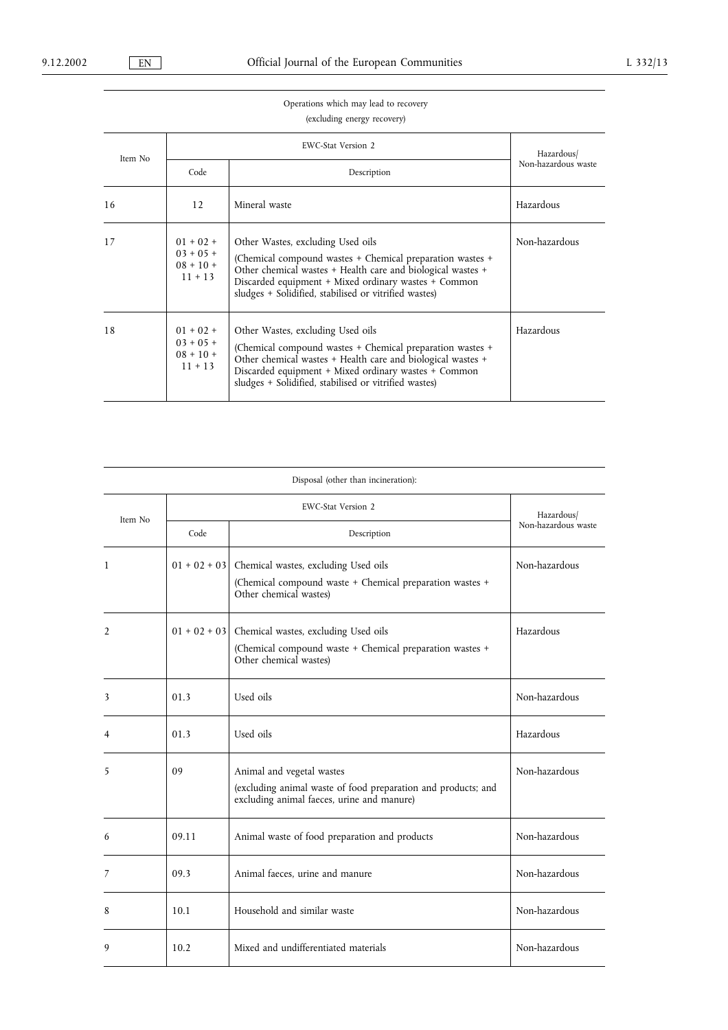Operations which may lead to recovery
(excluding energy recovery)

| Item No | EWC-Stat Version 2 | | Hazardous/ Non-hazardous waste |
|---|---|---|---|
| | Code | Description | |
| 16 | 12 | Mineral waste | Hazardous |
| 17 | 01 + 02 + 03 + 05 + 08 + 10 + 11 + 13 | Other Wastes, excluding Used oils (Chemical compound wastes + Chemical preparation wastes + Other chemical wastes + Health care and biological wastes + Discarded equipment + Mixed ordinary wastes + Common sludges + Solidified, stabilised or vitrified wastes) | Non-hazardous |
| 18 | 01 + 02 + 03 + 05 + 08 + 10 + 11 + 13 | Other Wastes, excluding Used oils (Chemical compound wastes + Chemical preparation wastes + Other chemical wastes + Health care and biological wastes + Discarded equipment + Mixed ordinary wastes + Common sludges + Solidified, stabilised or vitrified wastes) | Hazardous |

Disposal (other than incineration):

| Item No | EWC-Stat Version 2 | | Hazardous/ Non-hazardous waste |
|---|---|---|---|
| | Code | Description | |
| 1 | 01 + 02 + 03 | Chemical wastes, excluding Used oils (Chemical compound waste + Chemical preparation wastes + Other chemical wastes) | Non-hazardous |
| 2 | 01 + 02 + 03 | Chemical wastes, excluding Used oils (Chemical compound waste + Chemical preparation wastes + Other chemical wastes) | Hazardous |
| 3 | 01.3 | Used oils | Non-hazardous |
| 4 | 01.3 | Used oils | Hazardous |
| 5 | 09 | Animal and vegetal wastes (excluding animal waste of food preparation and products; and excluding animal faeces, urine and manure) | Non-hazardous |
| 6 | 09.11 | Animal waste of food preparation and products | Non-hazardous |
| 7 | 09.3 | Animal faeces, urine and manure | Non-hazardous |
| 8 | 10.1 | Household and similar waste | Non-hazardous |
| 9 | 10.2 | Mixed and undifferentiated materials | Non-hazardous |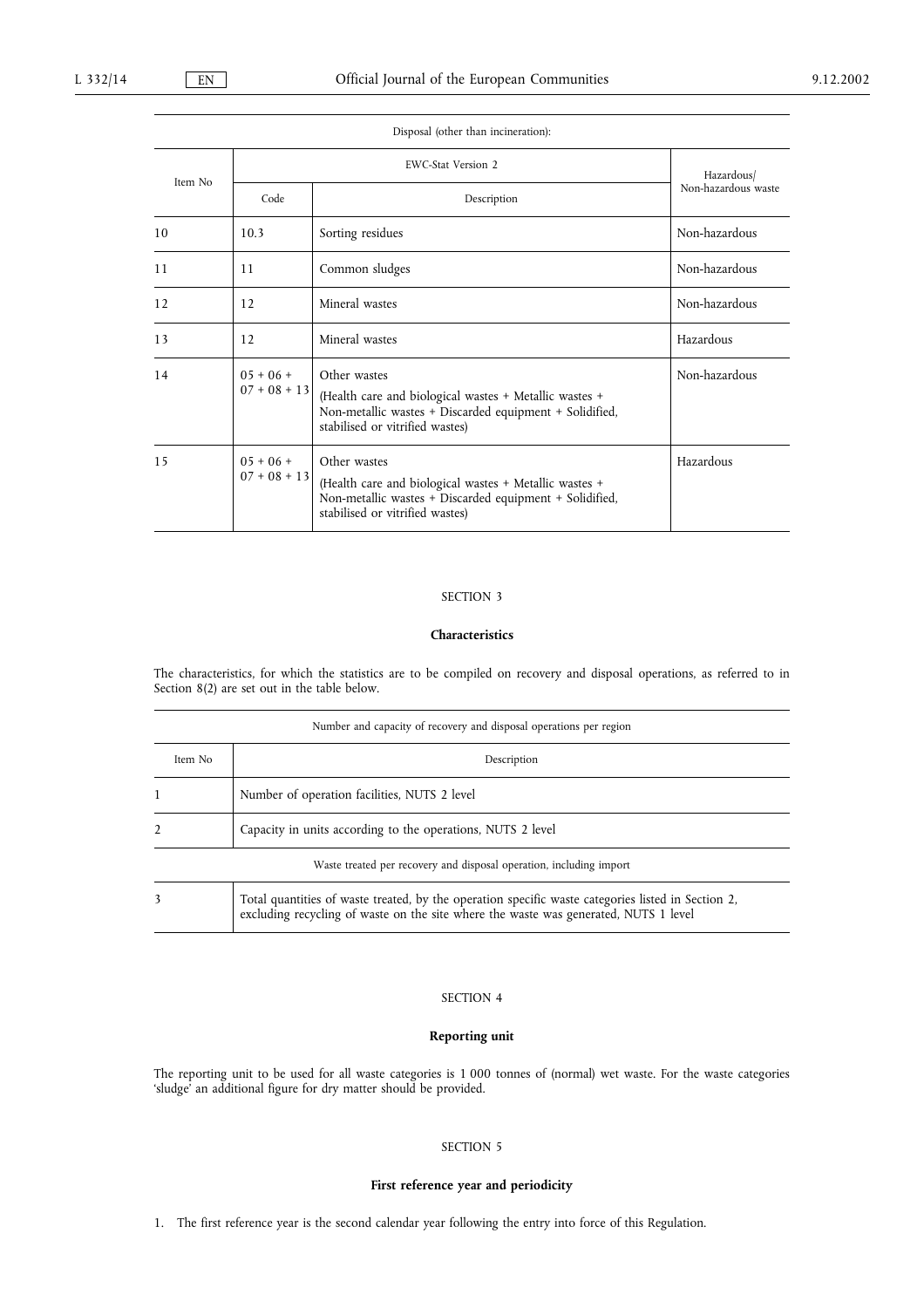| Disposal (other than incineration): | | | |
|---|---|---|---|
| Item No | EWC-Stat Version 2 | | Hazardous/ Non-hazardous waste |
| | Code | Description | |
| 10 | 10.3 | Sorting residues | Non-hazardous |
| 11 | 11 | Common sludges | Non-hazardous |
| 12 | 12 | Mineral wastes | Non-hazardous |
| 13 | 12 | Mineral wastes | Hazardous |
| 14 | 05 + 06 + 07 + 08 + 13 | Other wastes (Health care and biological wastes + Metallic wastes + Non-metallic wastes + Discarded equipment + Solidified, stabilised or vitrified wastes) | Non-hazardous |
| 15 | 05 + 06 + 07 + 08 + 13 | Other wastes (Health care and biological wastes + Metallic wastes + Non-metallic wastes + Discarded equipment + Solidified, stabilised or vitrified wastes) | Hazardous |

SECTION 3

**Characteristics**

The characteristics, for which the statistics are to be compiled on recovery and disposal operations, as referred to in Section 8(2) are set out in the table below.

| Number and capacity of recovery and disposal operations per region | |
|---|---|
| Item No | Description |
| 1 | Number of operation facilities, NUTS 2 level |
| 2 | Capacity in units according to the operations, NUTS 2 level |
| Waste treated per recovery and disposal operation, including import | |
| 3 | Total quantities of waste treated, by the operation specific waste categories listed in Section 2, excluding recycling of waste on the site where the waste was generated, NUTS 1 level |

SECTION 4

**Reporting unit**

The reporting unit to be used for all waste categories is 1 000 tonnes of (normal) wet waste. For the waste categories 'sludge' an additional figure for dry matter should be provided.

SECTION 5

**First reference year and periodicity**

1. The first reference year is the second calendar year following the entry into force of this Regulation.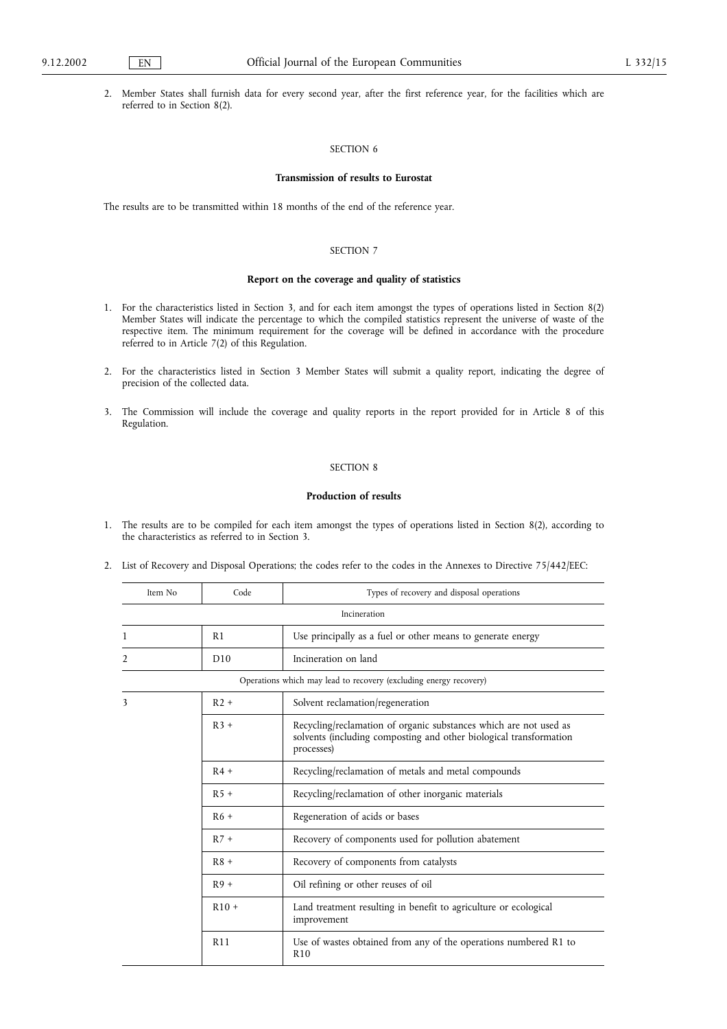2. Member States shall furnish data for every second year, after the first reference year, for the facilities which are referred to in Section 8(2).

SECTION 6

**Transmission of results to Eurostat**

The results are to be transmitted within 18 months of the end of the reference year.

SECTION 7

**Report on the coverage and quality of statistics**

1. For the characteristics listed in Section 3, and for each item amongst the types of operations listed in Section 8(2) Member States will indicate the percentage to which the compiled statistics represent the universe of waste of the respective item. The minimum requirement for the coverage will be defined in accordance with the procedure referred to in Article 7(2) of this Regulation.

2. For the characteristics listed in Section 3 Member States will submit a quality report, indicating the degree of precision of the collected data.

3. The Commission will include the coverage and quality reports in the report provided for in Article 8 of this Regulation.

SECTION 8

**Production of results**

1. The results are to be compiled for each item amongst the types of operations listed in Section 8(2), according to the characteristics as referred to in Section 3.

2. List of Recovery and Disposal Operations; the codes refer to the codes in the Annexes to Directive 75/442/EEC:

| Item No | Code | Types of recovery and disposal operations |
|---|---|---|
| Incineration | | |
| 1 | R1 | Use principally as a fuel or other means to generate energy |
| 2 | D10 | Incineration on land |
| Operations which may lead to recovery (excluding energy recovery) | | |
| 3 | R2 + | Solvent reclamation/regeneration |
| | R3 + | Recycling/reclamation of organic substances which are not used as solvents (including composting and other biological transformation processes) |
| | R4 + | Recycling/reclamation of metals and metal compounds |
| | R5 + | Recycling/reclamation of other inorganic materials |
| | R6 + | Regeneration of acids or bases |
| | R7 + | Recovery of components used for pollution abatement |
| | R8 + | Recovery of components from catalysts |
| | R9 + | Oil refining or other reuses of oil |
| | R10 + | Land treatment resulting in benefit to agriculture or ecological improvement |
| | R11 | Use of wastes obtained from any of the operations numbered R1 to R10 |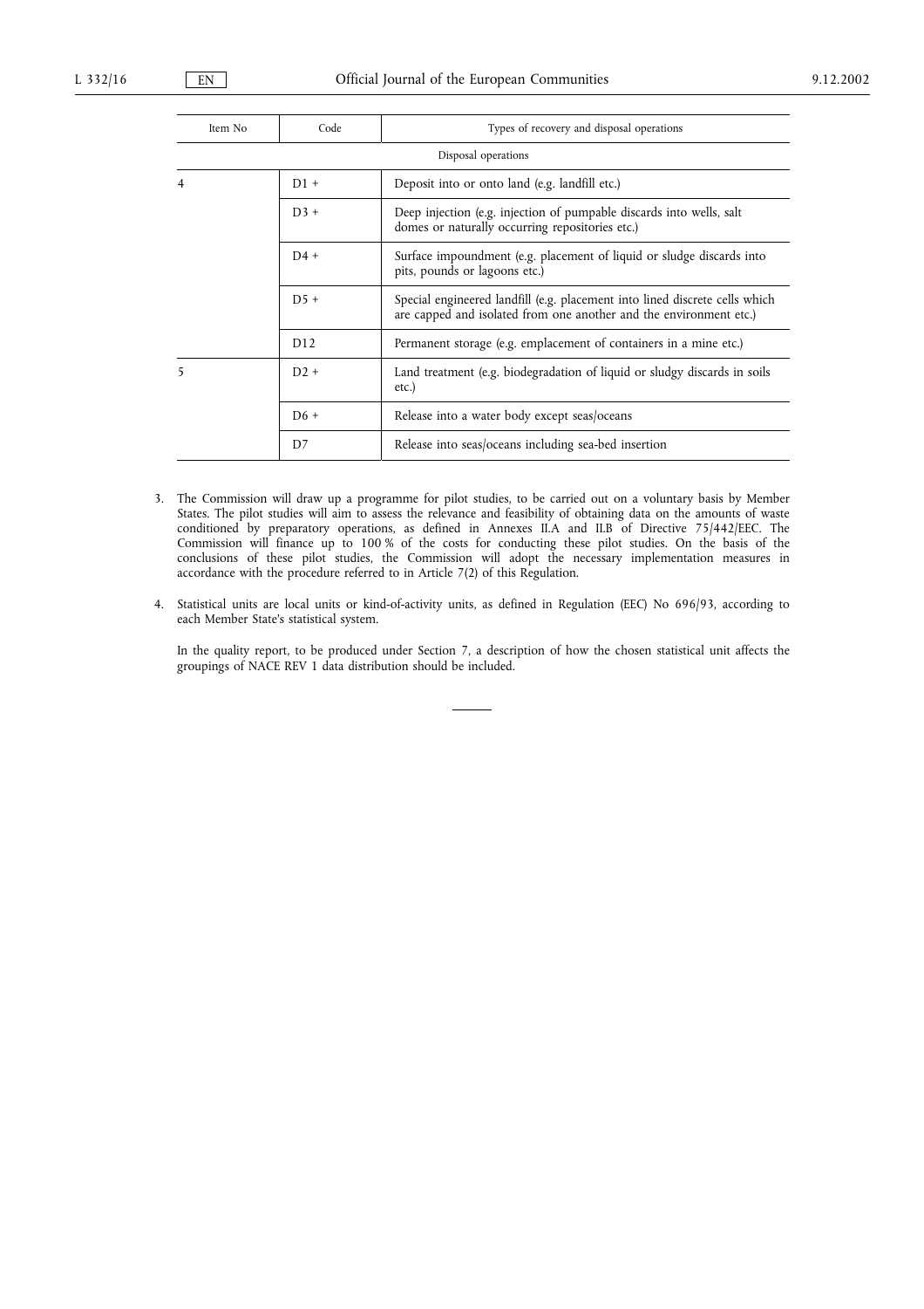| Item No | Code | Types of recovery and disposal operations |
|---|---|---|
| | | Disposal operations |
| 4 | D1 + | Deposit into or onto land (e.g. landfill etc.) |
| | D3 + | Deep injection (e.g. injection of pumpable discards into wells, salt domes or naturally occurring repositories etc.) |
| | D4 + | Surface impoundment (e.g. placement of liquid or sludge discards into pits, pounds or lagoons etc.) |
| | D5 + | Special engineered landfill (e.g. placement into lined discrete cells which are capped and isolated from one another and the environment etc.) |
| | D12 | Permanent storage (e.g. emplacement of containers in a mine etc.) |
| 5 | D2 + | Land treatment (e.g. biodegradation of liquid or sludgy discards in soils etc.) |
| | D6 + | Release into a water body except seas/oceans |
| | D7 | Release into seas/oceans including sea-bed insertion |

3. The Commission will draw up a programme for pilot studies, to be carried out on a voluntary basis by Member States. The pilot studies will aim to assess the relevance and feasibility of obtaining data on the amounts of waste conditioned by preparatory operations, as defined in Annexes II.A and II.B of Directive 75/442/EEC. The Commission will finance up to 100 % of the costs for conducting these pilot studies. On the basis of the conclusions of these pilot studies, the Commission will adopt the necessary implementation measures in accordance with the procedure referred to in Article 7(2) of this Regulation.

4. Statistical units are local units or kind-of-activity units, as defined in Regulation (EEC) No 696/93, according to each Member State's statistical system.

   In the quality report, to be produced under Section 7, a description of how the chosen statistical unit affects the groupings of NACE REV 1 data distribution should be included.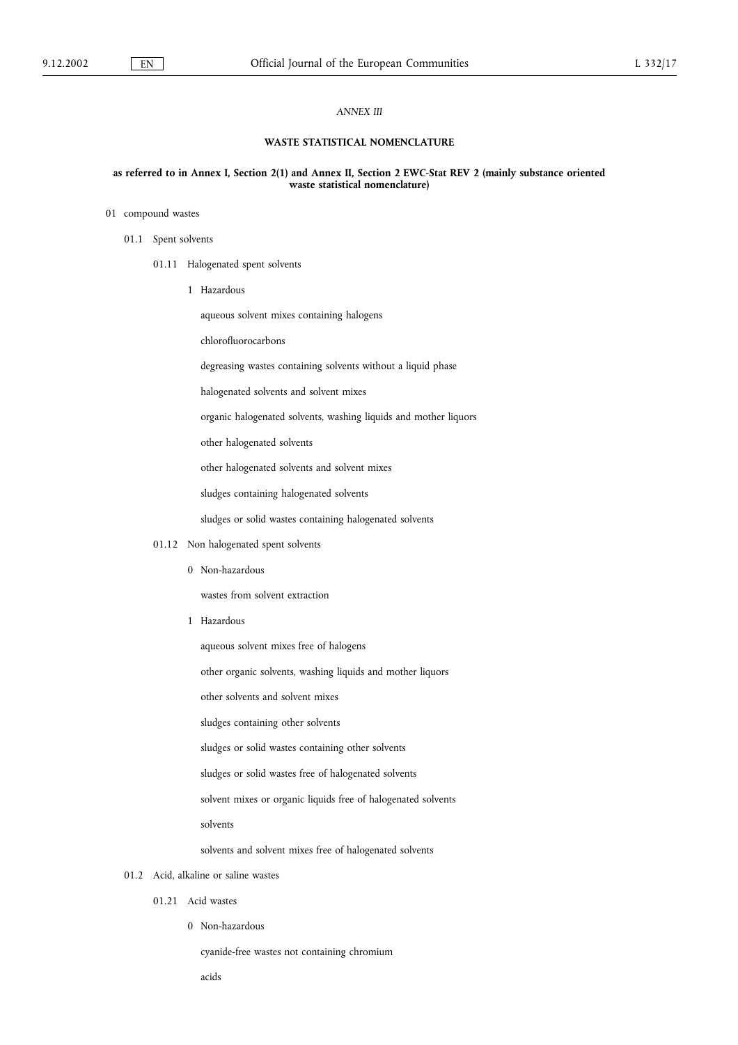*ANNEX III*

**WASTE STATISTICAL NOMENCLATURE**

**as referred to in Annex I, Section 2(1) and Annex II, Section 2 EWC-Stat REV 2 (mainly substance oriented waste statistical nomenclature)**

01 compound wastes

01.1 Spent solvents

01.11 Halogenated spent solvents

1 Hazardous

aqueous solvent mixes containing halogens

chlorofluorocarbons

degreasing wastes containing solvents without a liquid phase

halogenated solvents and solvent mixes

organic halogenated solvents, washing liquids and mother liquors

other halogenated solvents

other halogenated solvents and solvent mixes

sludges containing halogenated solvents

sludges or solid wastes containing halogenated solvents

01.12 Non halogenated spent solvents

0 Non-hazardous

wastes from solvent extraction

1 Hazardous

aqueous solvent mixes free of halogens

other organic solvents, washing liquids and mother liquors

other solvents and solvent mixes

sludges containing other solvents

sludges or solid wastes containing other solvents

sludges or solid wastes free of halogenated solvents

solvent mixes or organic liquids free of halogenated solvents

solvents

solvents and solvent mixes free of halogenated solvents

01.2 Acid, alkaline or saline wastes

01.21 Acid wastes

0 Non-hazardous

cyanide-free wastes not containing chromium

acids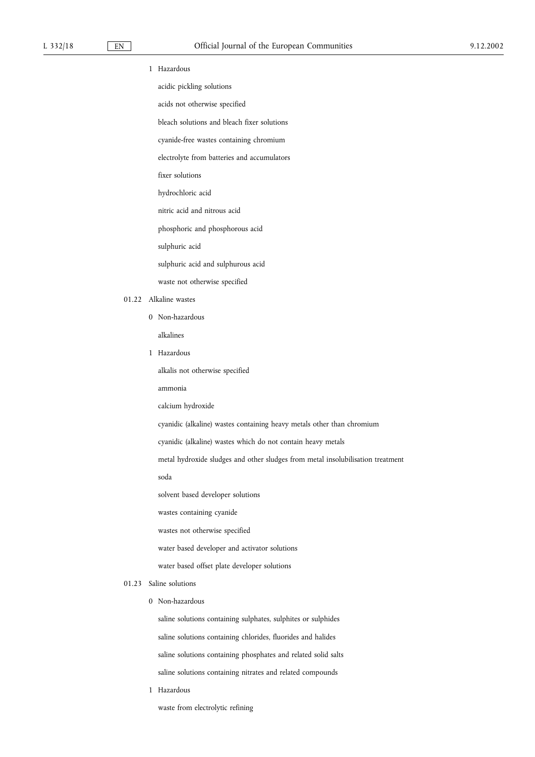1 Hazardous

acidic pickling solutions

acids not otherwise specified

bleach solutions and bleach fixer solutions

cyanide-free wastes containing chromium

electrolyte from batteries and accumulators

fixer solutions

hydrochloric acid

nitric acid and nitrous acid

phosphoric and phosphorous acid

sulphuric acid

sulphuric acid and sulphurous acid

waste not otherwise specified

01.22 Alkaline wastes

0 Non-hazardous

alkalines

1 Hazardous

alkalis not otherwise specified

ammonia

calcium hydroxide

cyanidic (alkaline) wastes containing heavy metals other than chromium

cyanidic (alkaline) wastes which do not contain heavy metals

metal hydroxide sludges and other sludges from metal insolubilisation treatment

soda

solvent based developer solutions

wastes containing cyanide

wastes not otherwise specified

water based developer and activator solutions

water based offset plate developer solutions

01.23 Saline solutions

0 Non-hazardous

saline solutions containing sulphates, sulphites or sulphides

saline solutions containing chlorides, fluorides and halides

saline solutions containing phosphates and related solid salts

saline solutions containing nitrates and related compounds

1 Hazardous

waste from electrolytic refining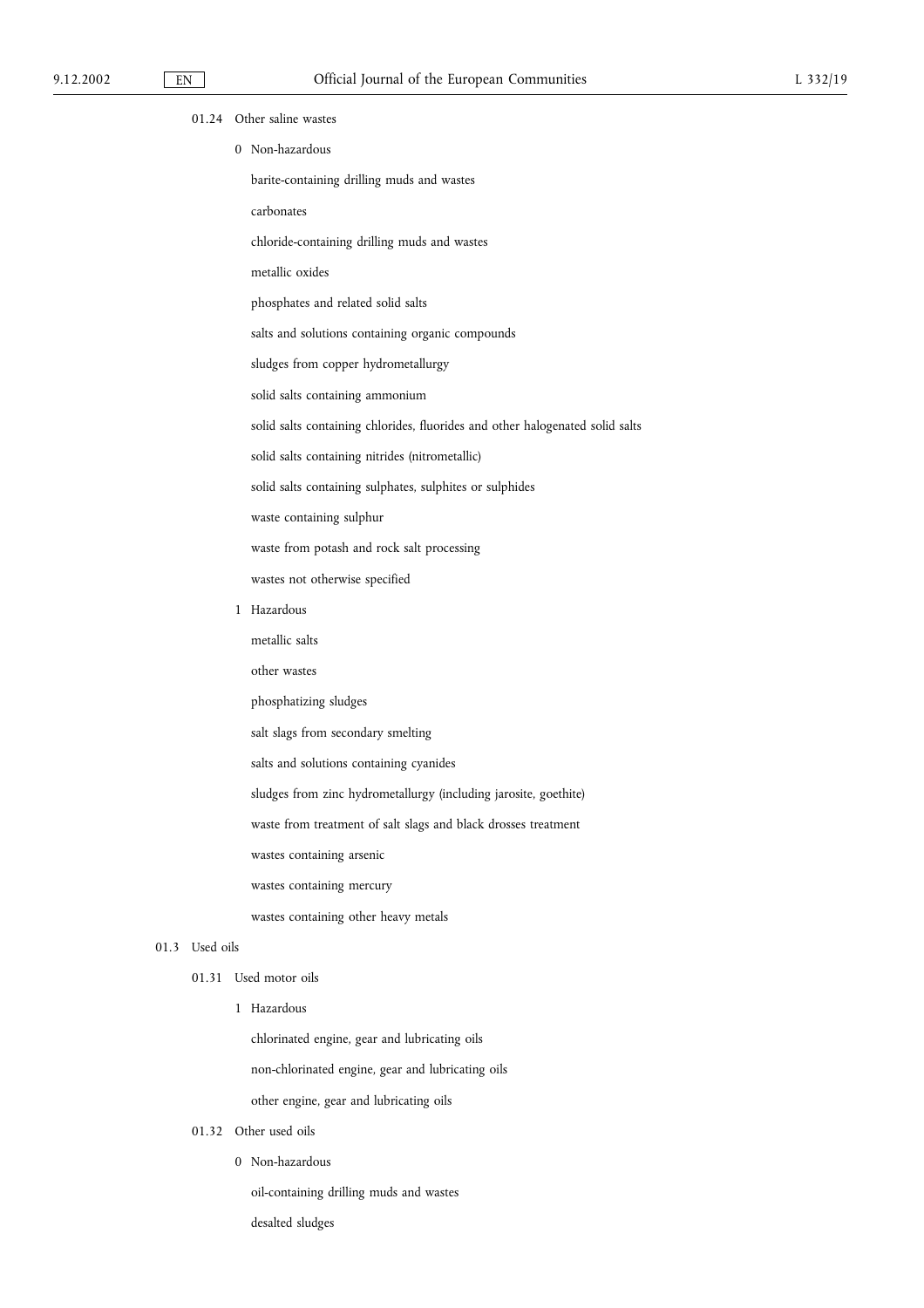01.24 Other saline wastes

0 Non-hazardous

barite-containing drilling muds and wastes

carbonates

chloride-containing drilling muds and wastes

metallic oxides

phosphates and related solid salts

salts and solutions containing organic compounds

sludges from copper hydrometallurgy

solid salts containing ammonium

solid salts containing chlorides, fluorides and other halogenated solid salts

solid salts containing nitrides (nitrometallic)

solid salts containing sulphates, sulphites or sulphides

waste containing sulphur

waste from potash and rock salt processing

wastes not otherwise specified

1 Hazardous

metallic salts

other wastes

phosphatizing sludges

salt slags from secondary smelting

salts and solutions containing cyanides

sludges from zinc hydrometallurgy (including jarosite, goethite)

waste from treatment of salt slags and black drosses treatment

wastes containing arsenic

wastes containing mercury

wastes containing other heavy metals

01.3 Used oils

01.31 Used motor oils

1 Hazardous

chlorinated engine, gear and lubricating oils

non-chlorinated engine, gear and lubricating oils

other engine, gear and lubricating oils

01.32 Other used oils

0 Non-hazardous

oil-containing drilling muds and wastes

desalted sludges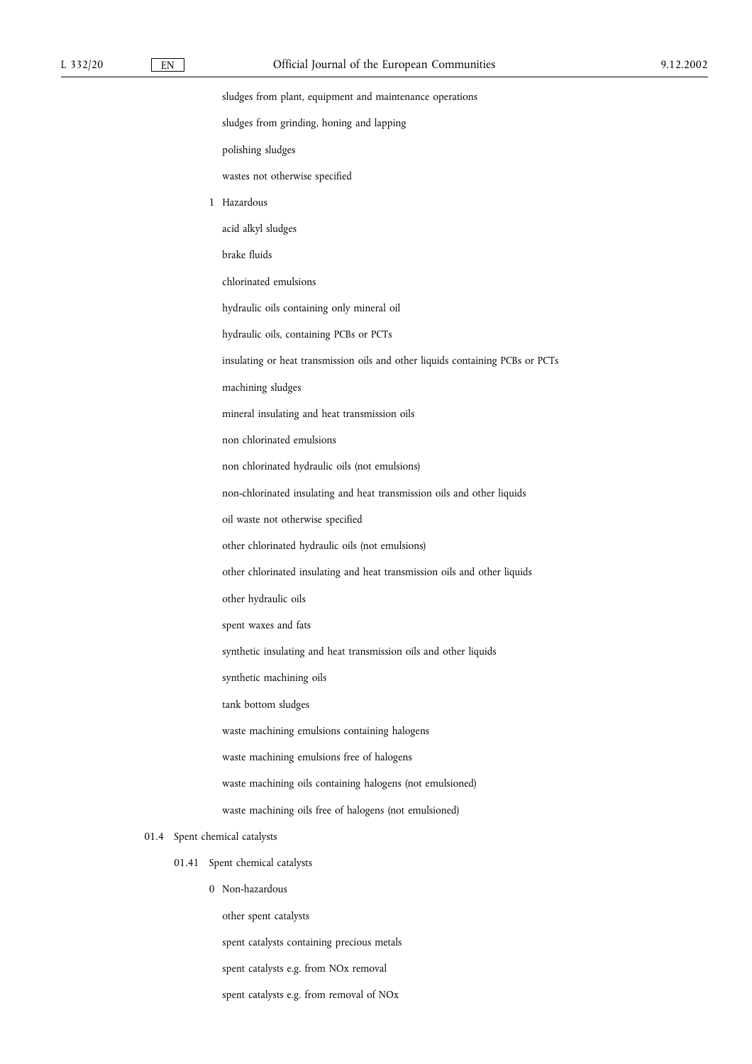sludges from plant, equipment and maintenance operations

sludges from grinding, honing and lapping

polishing sludges

wastes not otherwise specified

1 Hazardous

acid alkyl sludges

brake fluids

chlorinated emulsions

hydraulic oils containing only mineral oil

hydraulic oils, containing PCBs or PCTs

insulating or heat transmission oils and other liquids containing PCBs or PCTs

machining sludges

mineral insulating and heat transmission oils

non chlorinated emulsions

non chlorinated hydraulic oils (not emulsions)

non-chlorinated insulating and heat transmission oils and other liquids

oil waste not otherwise specified

other chlorinated hydraulic oils (not emulsions)

other chlorinated insulating and heat transmission oils and other liquids

other hydraulic oils

spent waxes and fats

synthetic insulating and heat transmission oils and other liquids

synthetic machining oils

tank bottom sludges

waste machining emulsions containing halogens

waste machining emulsions free of halogens

waste machining oils containing halogens (not emulsioned)

waste machining oils free of halogens (not emulsioned)

01.4 Spent chemical catalysts

01.41 Spent chemical catalysts

0 Non-hazardous

other spent catalysts

spent catalysts containing precious metals

spent catalysts e.g. from NOx removal

spent catalysts e.g. from removal of NOx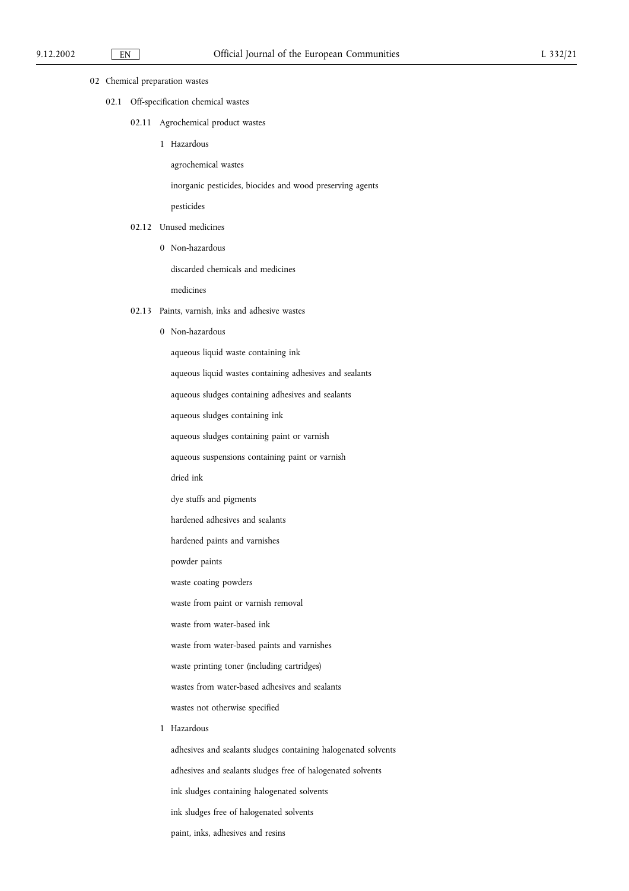02 Chemical preparation wastes

02.1 Off-specification chemical wastes

02.11 Agrochemical product wastes

1 Hazardous

agrochemical wastes

inorganic pesticides, biocides and wood preserving agents

pesticides

02.12 Unused medicines

0 Non-hazardous

discarded chemicals and medicines

medicines

02.13 Paints, varnish, inks and adhesive wastes

0 Non-hazardous

aqueous liquid waste containing ink

aqueous liquid wastes containing adhesives and sealants

aqueous sludges containing adhesives and sealants

aqueous sludges containing ink

aqueous sludges containing paint or varnish

aqueous suspensions containing paint or varnish

dried ink

dye stuffs and pigments

hardened adhesives and sealants

hardened paints and varnishes

powder paints

waste coating powders

waste from paint or varnish removal

waste from water-based ink

waste from water-based paints and varnishes

waste printing toner (including cartridges)

wastes from water-based adhesives and sealants

wastes not otherwise specified

1 Hazardous

adhesives and sealants sludges containing halogenated solvents

adhesives and sealants sludges free of halogenated solvents

ink sludges containing halogenated solvents

ink sludges free of halogenated solvents

paint, inks, adhesives and resins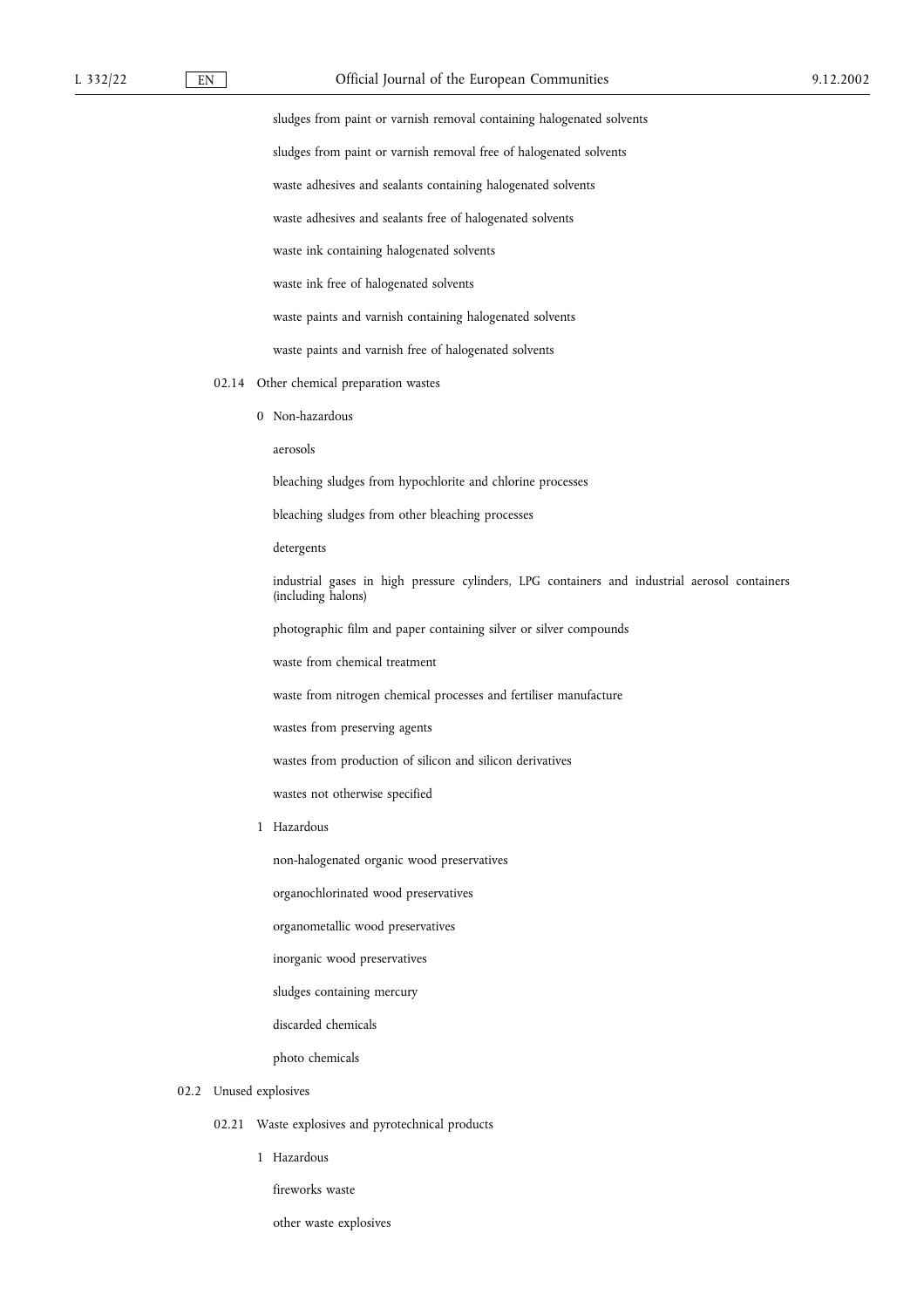sludges from paint or varnish removal containing halogenated solvents

sludges from paint or varnish removal free of halogenated solvents

waste adhesives and sealants containing halogenated solvents

waste adhesives and sealants free of halogenated solvents

waste ink containing halogenated solvents

waste ink free of halogenated solvents

waste paints and varnish containing halogenated solvents

waste paints and varnish free of halogenated solvents

02.14 Other chemical preparation wastes

0 Non-hazardous

aerosols

bleaching sludges from hypochlorite and chlorine processes

bleaching sludges from other bleaching processes

detergents

industrial gases in high pressure cylinders, LPG containers and industrial aerosol containers (including halons)

photographic film and paper containing silver or silver compounds

waste from chemical treatment

waste from nitrogen chemical processes and fertiliser manufacture

wastes from preserving agents

wastes from production of silicon and silicon derivatives

wastes not otherwise specified

1 Hazardous

non-halogenated organic wood preservatives

organochlorinated wood preservatives

organometallic wood preservatives

inorganic wood preservatives

sludges containing mercury

discarded chemicals

photo chemicals

02.2 Unused explosives

02.21 Waste explosives and pyrotechnical products

1 Hazardous

fireworks waste

other waste explosives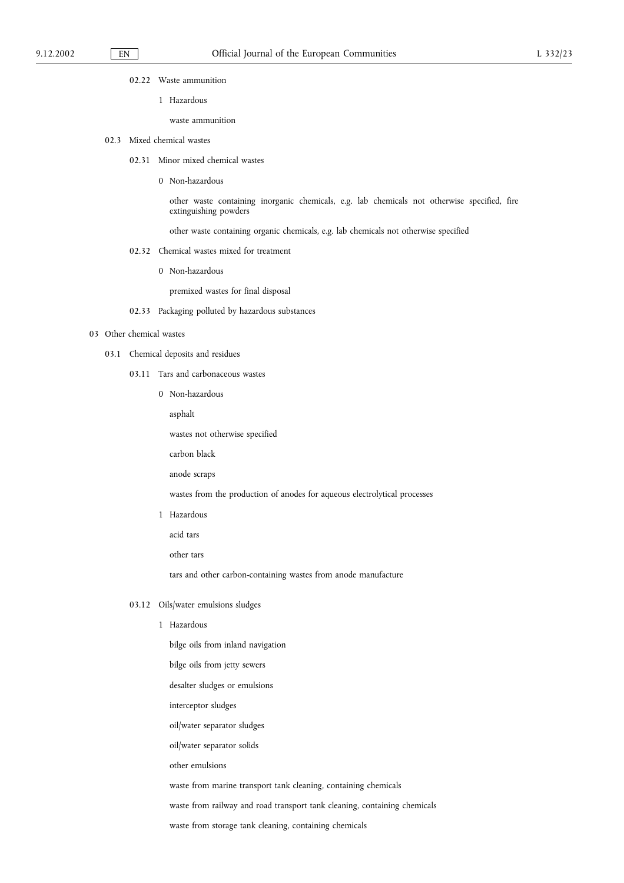02.22 Waste ammunition

1 Hazardous

waste ammunition

02.3 Mixed chemical wastes

02.31 Minor mixed chemical wastes

0 Non-hazardous

other waste containing inorganic chemicals, e.g. lab chemicals not otherwise specified, fire extinguishing powders

other waste containing organic chemicals, e.g. lab chemicals not otherwise specified

02.32 Chemical wastes mixed for treatment

0 Non-hazardous

premixed wastes for final disposal

02.33 Packaging polluted by hazardous substances

03 Other chemical wastes

03.1 Chemical deposits and residues

03.11 Tars and carbonaceous wastes

0 Non-hazardous

asphalt

wastes not otherwise specified

carbon black

anode scraps

wastes from the production of anodes for aqueous electrolytical processes

1 Hazardous

acid tars

other tars

tars and other carbon-containing wastes from anode manufacture

03.12 Oils/water emulsions sludges

1 Hazardous

bilge oils from inland navigation

bilge oils from jetty sewers

desalter sludges or emulsions

interceptor sludges

oil/water separator sludges

oil/water separator solids

other emulsions

waste from marine transport tank cleaning, containing chemicals

waste from railway and road transport tank cleaning, containing chemicals

waste from storage tank cleaning, containing chemicals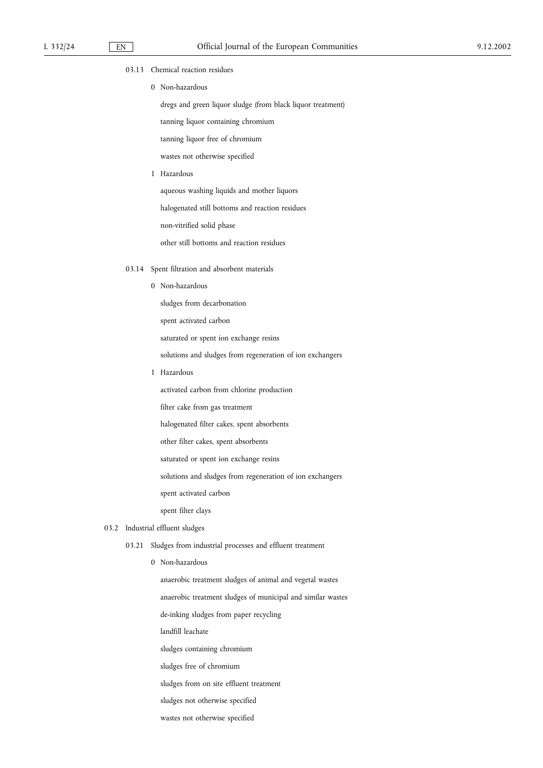03.13 Chemical reaction residues

0 Non-hazardous

dregs and green liquor sludge (from black liquor treatment)

tanning liquor containing chromium

tanning liquor free of chromium

wastes not otherwise specified

1 Hazardous

aqueous washing liquids and mother liquors

halogenated still bottoms and reaction residues

non-vitrified solid phase

other still bottoms and reaction residues

03.14 Spent filtration and absorbent materials

0 Non-hazardous

sludges from decarbonation

spent activated carbon

saturated or spent ion exchange resins

solutions and sludges from regeneration of ion exchangers

1 Hazardous

activated carbon from chlorine production

filter cake from gas treatment

halogenated filter cakes, spent absorbents

other filter cakes, spent absorbents

saturated or spent ion exchange resins

solutions and sludges from regeneration of ion exchangers

spent activated carbon

spent filter clays

03.2 Industrial effluent sludges

03.21 Sludges from industrial processes and effluent treatment

0 Non-hazardous

anaerobic treatment sludges of animal and vegetal wastes

anaerobic treatment sludges of municipal and similar wastes

de-inking sludges from paper recycling

landfill leachate

sludges containing chromium

sludges free of chromium

sludges from on site effluent treatment

sludges not otherwise specified

wastes not otherwise specified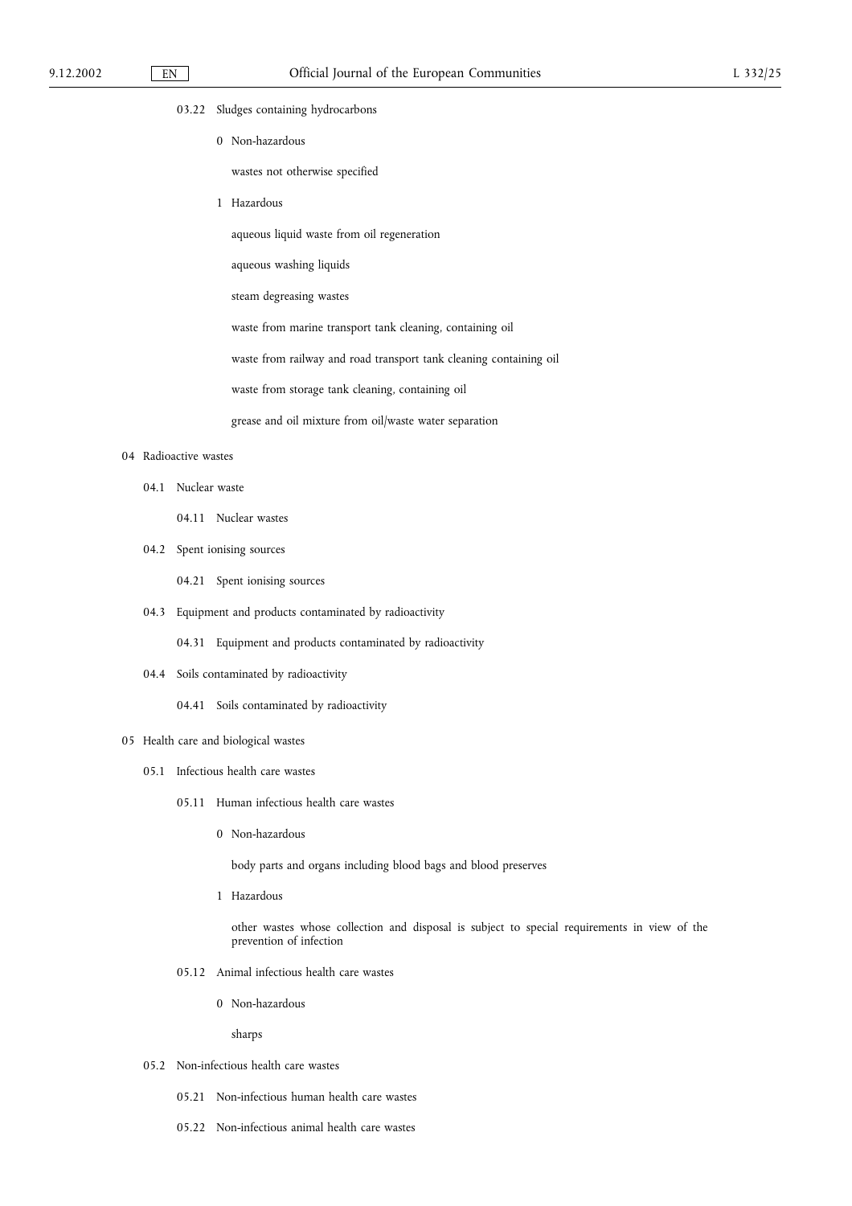03.22 Sludges containing hydrocarbons

0 Non-hazardous

wastes not otherwise specified

1 Hazardous

aqueous liquid waste from oil regeneration

aqueous washing liquids

steam degreasing wastes

waste from marine transport tank cleaning, containing oil

waste from railway and road transport tank cleaning containing oil

waste from storage tank cleaning, containing oil

grease and oil mixture from oil/waste water separation

04 Radioactive wastes

04.1 Nuclear waste

04.11 Nuclear wastes

04.2 Spent ionising sources

04.21 Spent ionising sources

04.3 Equipment and products contaminated by radioactivity

04.31 Equipment and products contaminated by radioactivity

04.4 Soils contaminated by radioactivity

04.41 Soils contaminated by radioactivity

05 Health care and biological wastes

05.1 Infectious health care wastes

05.11 Human infectious health care wastes

0 Non-hazardous

body parts and organs including blood bags and blood preserves

1 Hazardous

other wastes whose collection and disposal is subject to special requirements in view of the prevention of infection

05.12 Animal infectious health care wastes

0 Non-hazardous

sharps

05.2 Non-infectious health care wastes

05.21 Non-infectious human health care wastes

05.22 Non-infectious animal health care wastes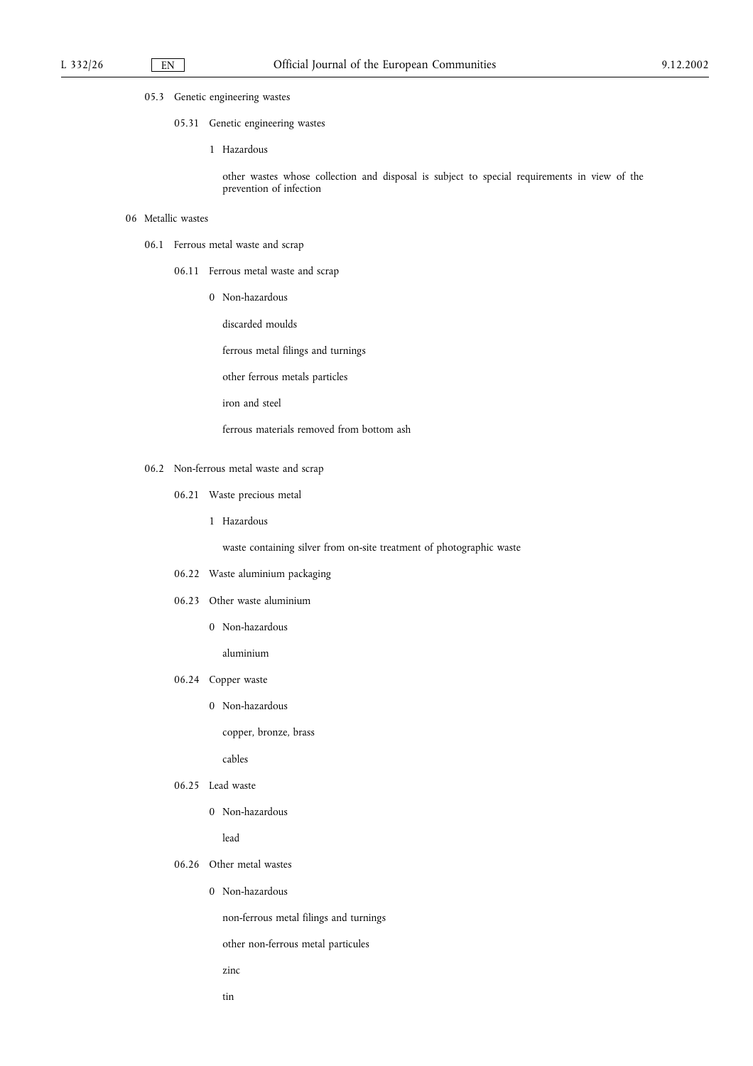05.3 Genetic engineering wastes

05.31 Genetic engineering wastes

1 Hazardous

other wastes whose collection and disposal is subject to special requirements in view of the prevention of infection

06 Metallic wastes

06.1 Ferrous metal waste and scrap

06.11 Ferrous metal waste and scrap

0 Non-hazardous

discarded moulds

ferrous metal filings and turnings

other ferrous metals particles

iron and steel

ferrous materials removed from bottom ash

06.2 Non-ferrous metal waste and scrap

06.21 Waste precious metal

1 Hazardous

waste containing silver from on-site treatment of photographic waste

06.22 Waste aluminium packaging

06.23 Other waste aluminium

0 Non-hazardous

aluminium

06.24 Copper waste

0 Non-hazardous

copper, bronze, brass

cables

06.25 Lead waste

0 Non-hazardous

lead

06.26 Other metal wastes

0 Non-hazardous

non-ferrous metal filings and turnings

other non-ferrous metal particules

zinc

tin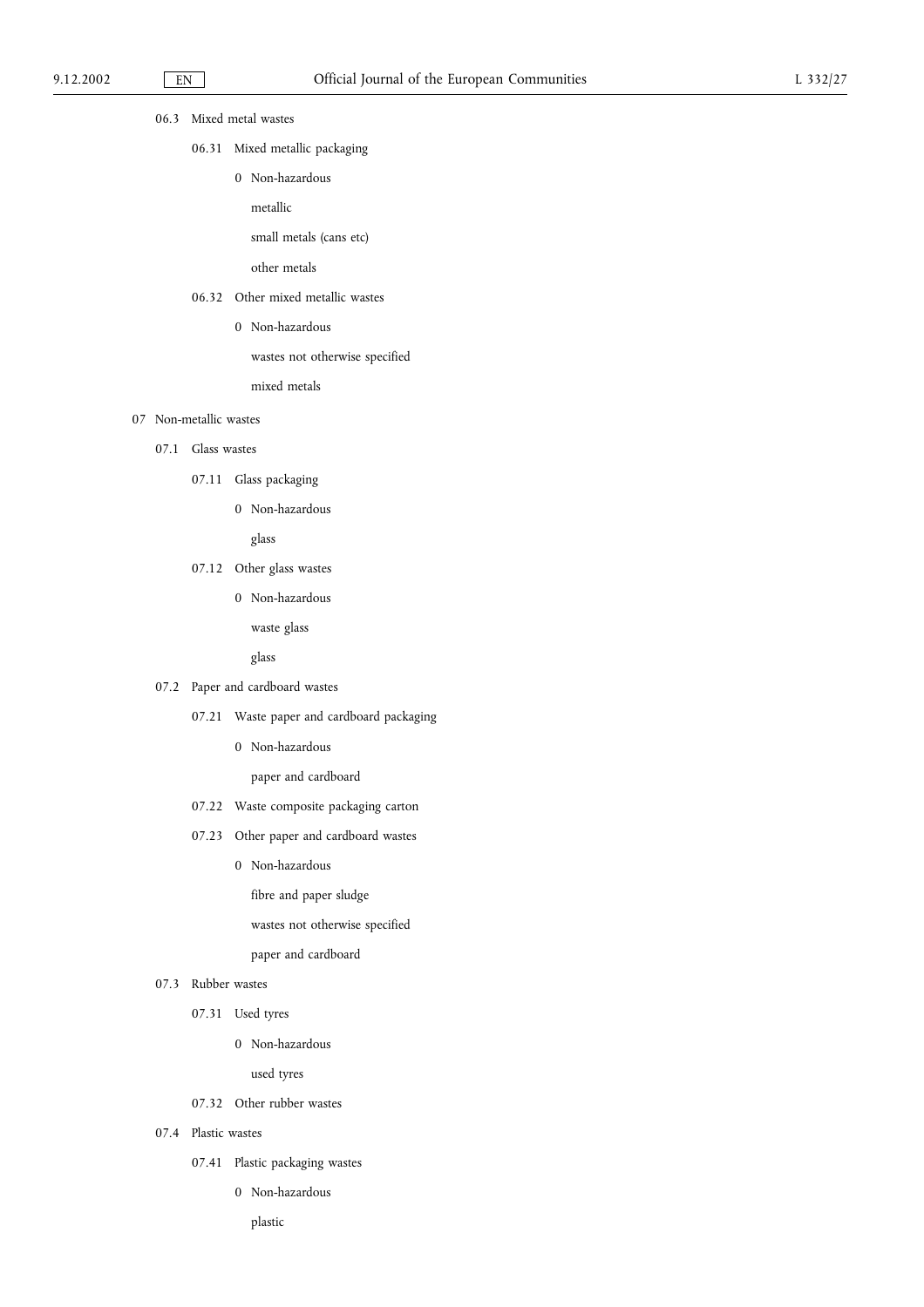06.3 Mixed metal wastes

06.31 Mixed metallic packaging

0 Non-hazardous

metallic

small metals (cans etc)

other metals

06.32 Other mixed metallic wastes

0 Non-hazardous

wastes not otherwise specified

mixed metals

07 Non-metallic wastes

07.1 Glass wastes

07.11 Glass packaging

0 Non-hazardous

glass

07.12 Other glass wastes

0 Non-hazardous

waste glass

glass

07.2 Paper and cardboard wastes

07.21 Waste paper and cardboard packaging

0 Non-hazardous

paper and cardboard

07.22 Waste composite packaging carton

07.23 Other paper and cardboard wastes

0 Non-hazardous

fibre and paper sludge

wastes not otherwise specified

paper and cardboard

07.3 Rubber wastes

07.31 Used tyres

0 Non-hazardous

used tyres

07.32 Other rubber wastes

07.4 Plastic wastes

07.41 Plastic packaging wastes

0 Non-hazardous

plastic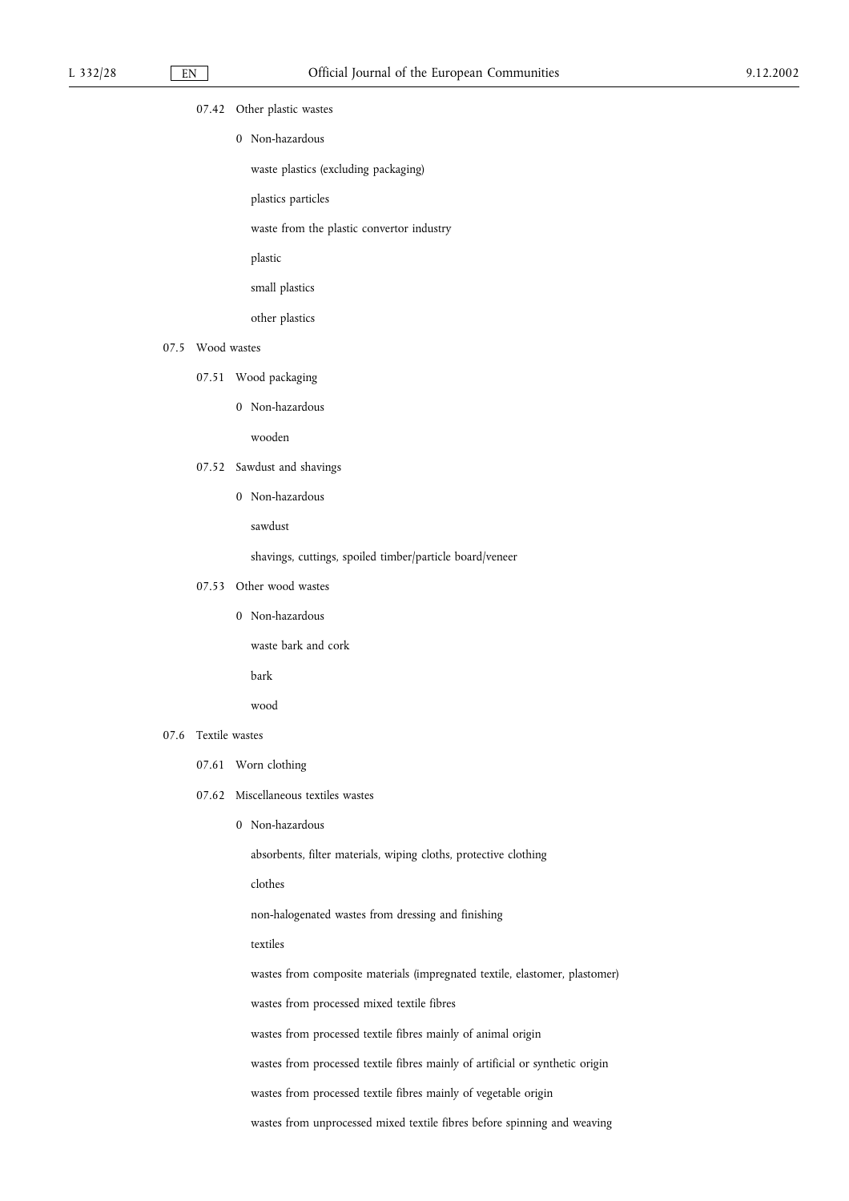07.42 Other plastic wastes

0 Non-hazardous

waste plastics (excluding packaging)

plastics particles

waste from the plastic convertor industry

plastic

small plastics

other plastics

07.5 Wood wastes

07.51 Wood packaging

0 Non-hazardous

wooden

07.52 Sawdust and shavings

0 Non-hazardous

sawdust

shavings, cuttings, spoiled timber/particle board/veneer

07.53 Other wood wastes

0 Non-hazardous

waste bark and cork

bark

wood

07.6 Textile wastes

07.61 Worn clothing

07.62 Miscellaneous textiles wastes

0 Non-hazardous

absorbents, filter materials, wiping cloths, protective clothing

clothes

non-halogenated wastes from dressing and finishing

textiles

wastes from composite materials (impregnated textile, elastomer, plastomer)

wastes from processed mixed textile fibres

wastes from processed textile fibres mainly of animal origin

wastes from processed textile fibres mainly of artificial or synthetic origin

wastes from processed textile fibres mainly of vegetable origin

wastes from unprocessed mixed textile fibres before spinning and weaving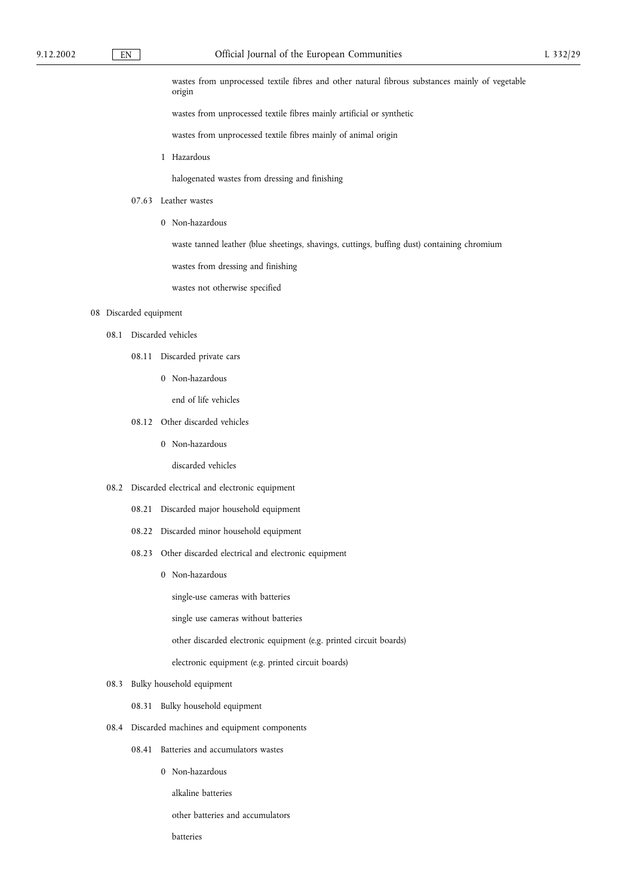wastes from unprocessed textile fibres and other natural fibrous substances mainly of vegetable origin

wastes from unprocessed textile fibres mainly artificial or synthetic

wastes from unprocessed textile fibres mainly of animal origin

1 Hazardous

halogenated wastes from dressing and finishing

07.63 Leather wastes

0 Non-hazardous

waste tanned leather (blue sheetings, shavings, cuttings, buffing dust) containing chromium

wastes from dressing and finishing

wastes not otherwise specified

08 Discarded equipment

08.1 Discarded vehicles

08.11 Discarded private cars

0 Non-hazardous

end of life vehicles

08.12 Other discarded vehicles

0 Non-hazardous

discarded vehicles

08.2 Discarded electrical and electronic equipment

08.21 Discarded major household equipment

08.22 Discarded minor household equipment

08.23 Other discarded electrical and electronic equipment

0 Non-hazardous

single-use cameras with batteries

single use cameras without batteries

other discarded electronic equipment (e.g. printed circuit boards)

electronic equipment (e.g. printed circuit boards)

08.3 Bulky household equipment

08.31 Bulky household equipment

08.4 Discarded machines and equipment components

08.41 Batteries and accumulators wastes

0 Non-hazardous

alkaline batteries

other batteries and accumulators

batteries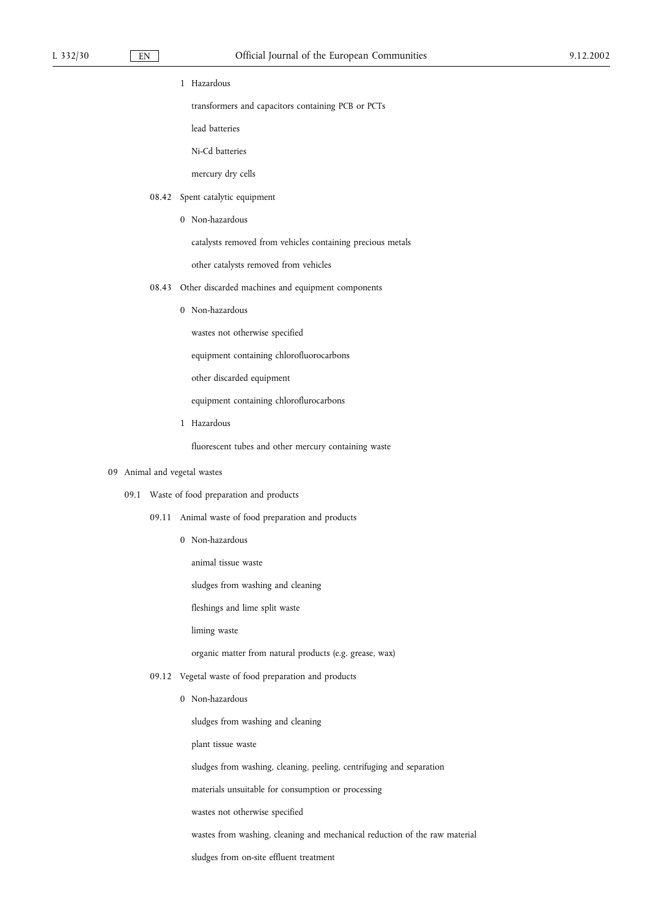1 Hazardous

transformers and capacitors containing PCB or PCTs

lead batteries

Ni-Cd batteries

mercury dry cells

08.42 Spent catalytic equipment

0 Non-hazardous

catalysts removed from vehicles containing precious metals

other catalysts removed from vehicles

08.43 Other discarded machines and equipment components

0 Non-hazardous

wastes not otherwise specified

equipment containing chlorofluorocarbons

other discarded equipment

equipment containing chloroflurocarbons

1 Hazardous

fluorescent tubes and other mercury containing waste

09 Animal and vegetal wastes

09.1 Waste of food preparation and products

09.11 Animal waste of food preparation and products

0 Non-hazardous

animal tissue waste

sludges from washing and cleaning

fleshings and lime split waste

liming waste

organic matter from natural products (e.g. grease, wax)

09.12 Vegetal waste of food preparation and products

0 Non-hazardous

sludges from washing and cleaning

plant tissue waste

sludges from washing, cleaning, peeling, centrifuging and separation

materials unsuitable for consumption or processing

wastes not otherwise specified

wastes from washing, cleaning and mechanical reduction of the raw material

sludges from on-site effluent treatment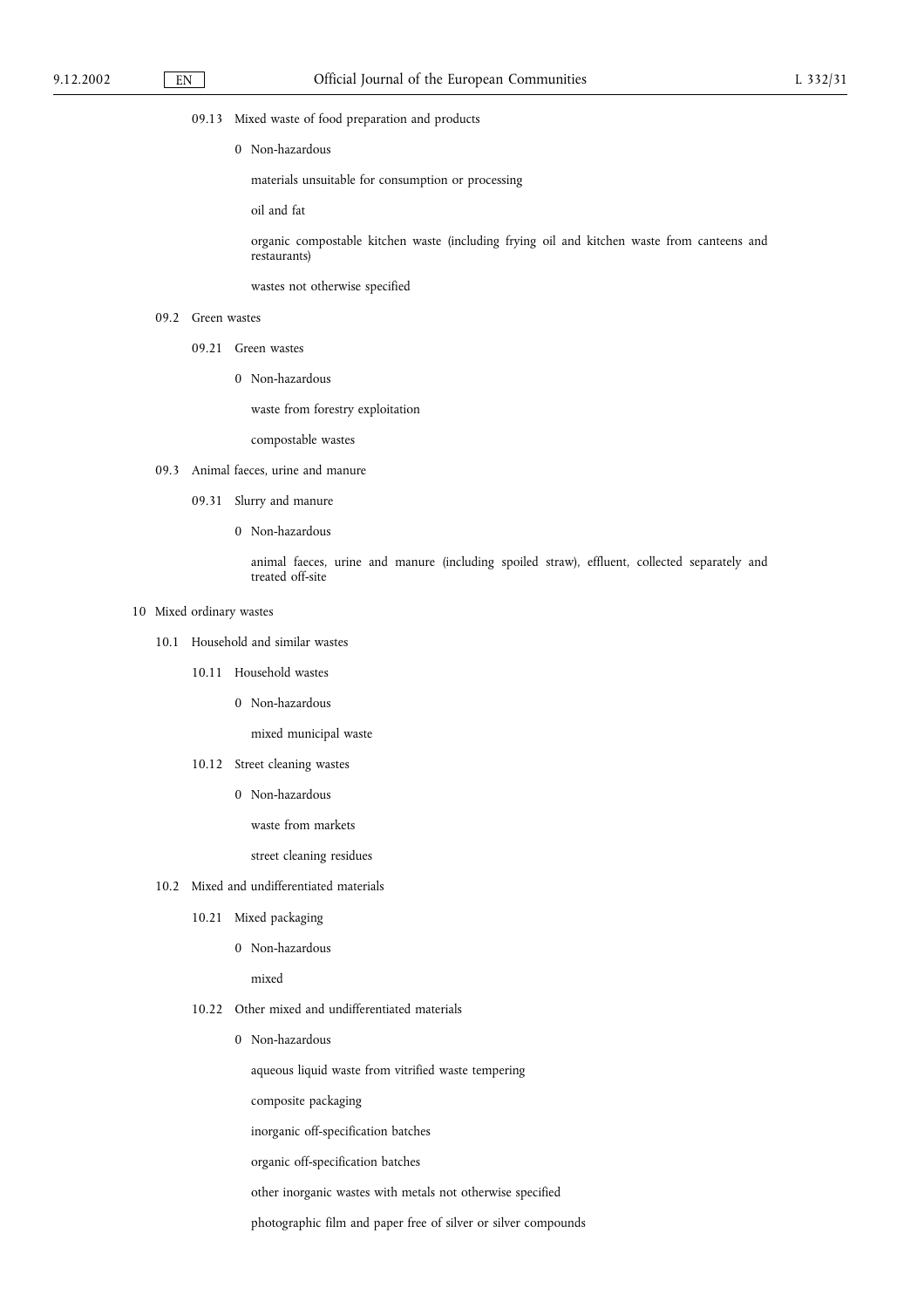09.13 Mixed waste of food preparation and products

0 Non-hazardous

materials unsuitable for consumption or processing

oil and fat

organic compostable kitchen waste (including frying oil and kitchen waste from canteens and restaurants)

wastes not otherwise specified

09.2 Green wastes

09.21 Green wastes

0 Non-hazardous

waste from forestry exploitation

compostable wastes

09.3 Animal faeces, urine and manure

09.31 Slurry and manure

0 Non-hazardous

animal faeces, urine and manure (including spoiled straw), effluent, collected separately and treated off-site

10 Mixed ordinary wastes

10.1 Household and similar wastes

10.11 Household wastes

0 Non-hazardous

mixed municipal waste

10.12 Street cleaning wastes

0 Non-hazardous

waste from markets

street cleaning residues

10.2 Mixed and undifferentiated materials

10.21 Mixed packaging

0 Non-hazardous

mixed

10.22 Other mixed and undifferentiated materials

0 Non-hazardous

aqueous liquid waste from vitrified waste tempering

composite packaging

inorganic off-specification batches

organic off-specification batches

other inorganic wastes with metals not otherwise specified

photographic film and paper free of silver or silver compounds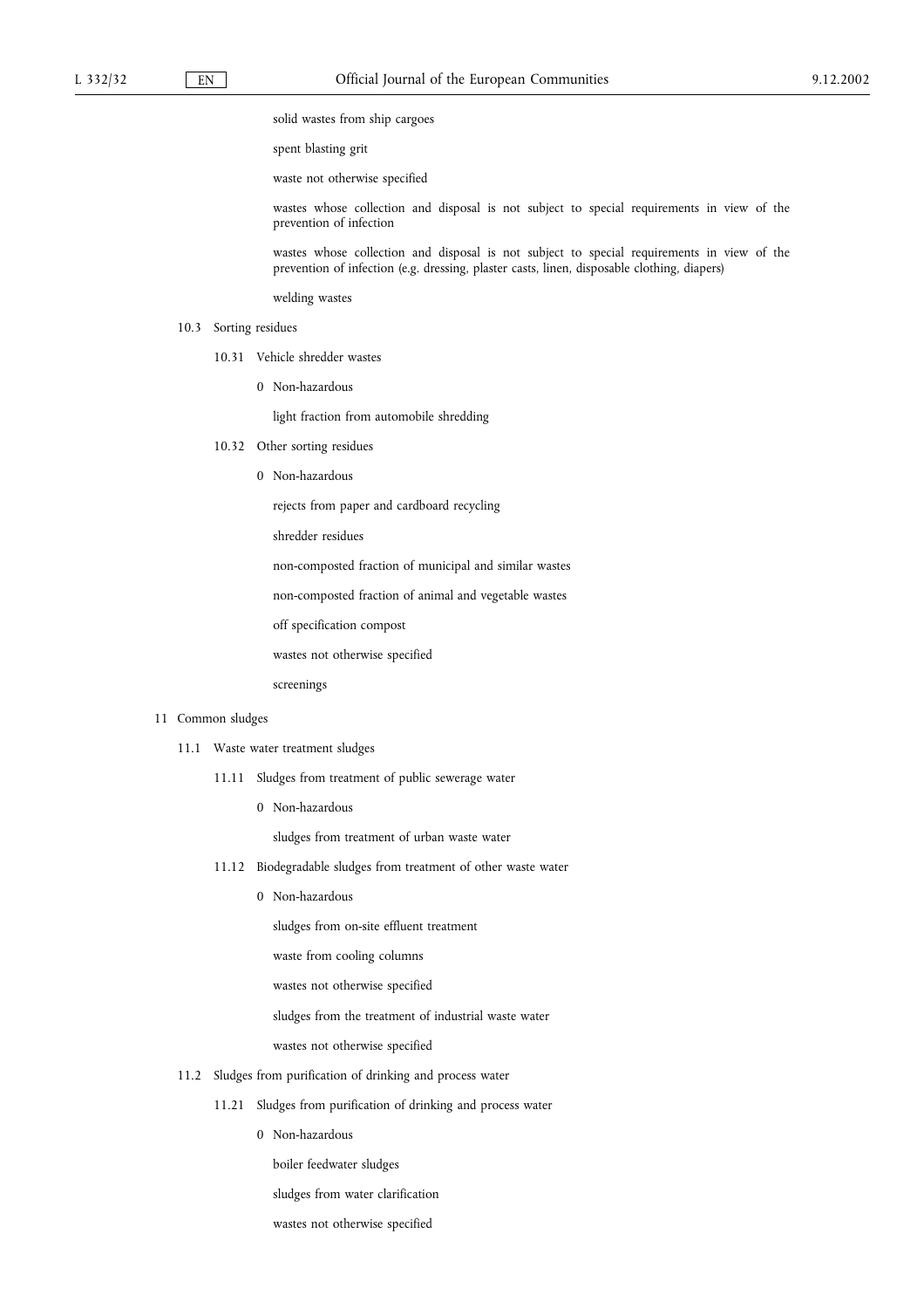solid wastes from ship cargoes

spent blasting grit

waste not otherwise specified

wastes whose collection and disposal is not subject to special requirements in view of the prevention of infection

wastes whose collection and disposal is not subject to special requirements in view of the prevention of infection (e.g. dressing, plaster casts, linen, disposable clothing, diapers)

welding wastes

10.3 Sorting residues

10.31 Vehicle shredder wastes

0 Non-hazardous

light fraction from automobile shredding

10.32 Other sorting residues

0 Non-hazardous

rejects from paper and cardboard recycling

shredder residues

non-composted fraction of municipal and similar wastes

non-composted fraction of animal and vegetable wastes

off specification compost

wastes not otherwise specified

screenings

11 Common sludges

11.1 Waste water treatment sludges

11.11 Sludges from treatment of public sewerage water

0 Non-hazardous

sludges from treatment of urban waste water

11.12 Biodegradable sludges from treatment of other waste water

0 Non-hazardous

sludges from on-site effluent treatment

waste from cooling columns

wastes not otherwise specified

sludges from the treatment of industrial waste water

wastes not otherwise specified

11.2 Sludges from purification of drinking and process water

11.21 Sludges from purification of drinking and process water

0 Non-hazardous

boiler feedwater sludges

sludges from water clarification

wastes not otherwise specified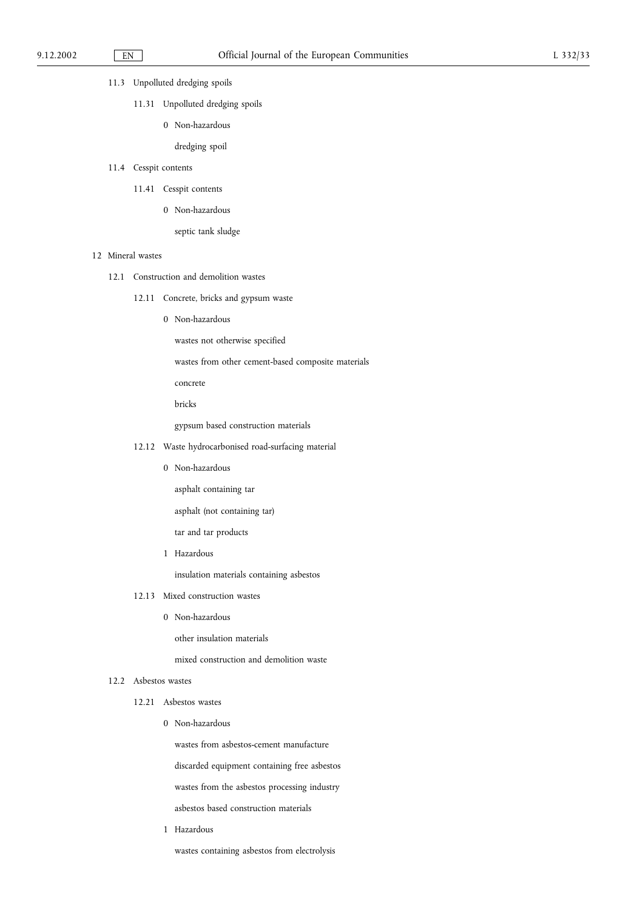11.3 Unpolluted dredging spoils

11.31 Unpolluted dredging spoils

0 Non-hazardous

dredging spoil

11.4 Cesspit contents

11.41 Cesspit contents

0 Non-hazardous

septic tank sludge

12 Mineral wastes

12.1 Construction and demolition wastes

12.11 Concrete, bricks and gypsum waste

0 Non-hazardous

wastes not otherwise specified

wastes from other cement-based composite materials

concrete

bricks

gypsum based construction materials

12.12 Waste hydrocarbonised road-surfacing material

0 Non-hazardous

asphalt containing tar

asphalt (not containing tar)

tar and tar products

1 Hazardous

insulation materials containing asbestos

12.13 Mixed construction wastes

0 Non-hazardous

other insulation materials

mixed construction and demolition waste

12.2 Asbestos wastes

12.21 Asbestos wastes

0 Non-hazardous

wastes from asbestos-cement manufacture

discarded equipment containing free asbestos

wastes from the asbestos processing industry

asbestos based construction materials

1 Hazardous

wastes containing asbestos from electrolysis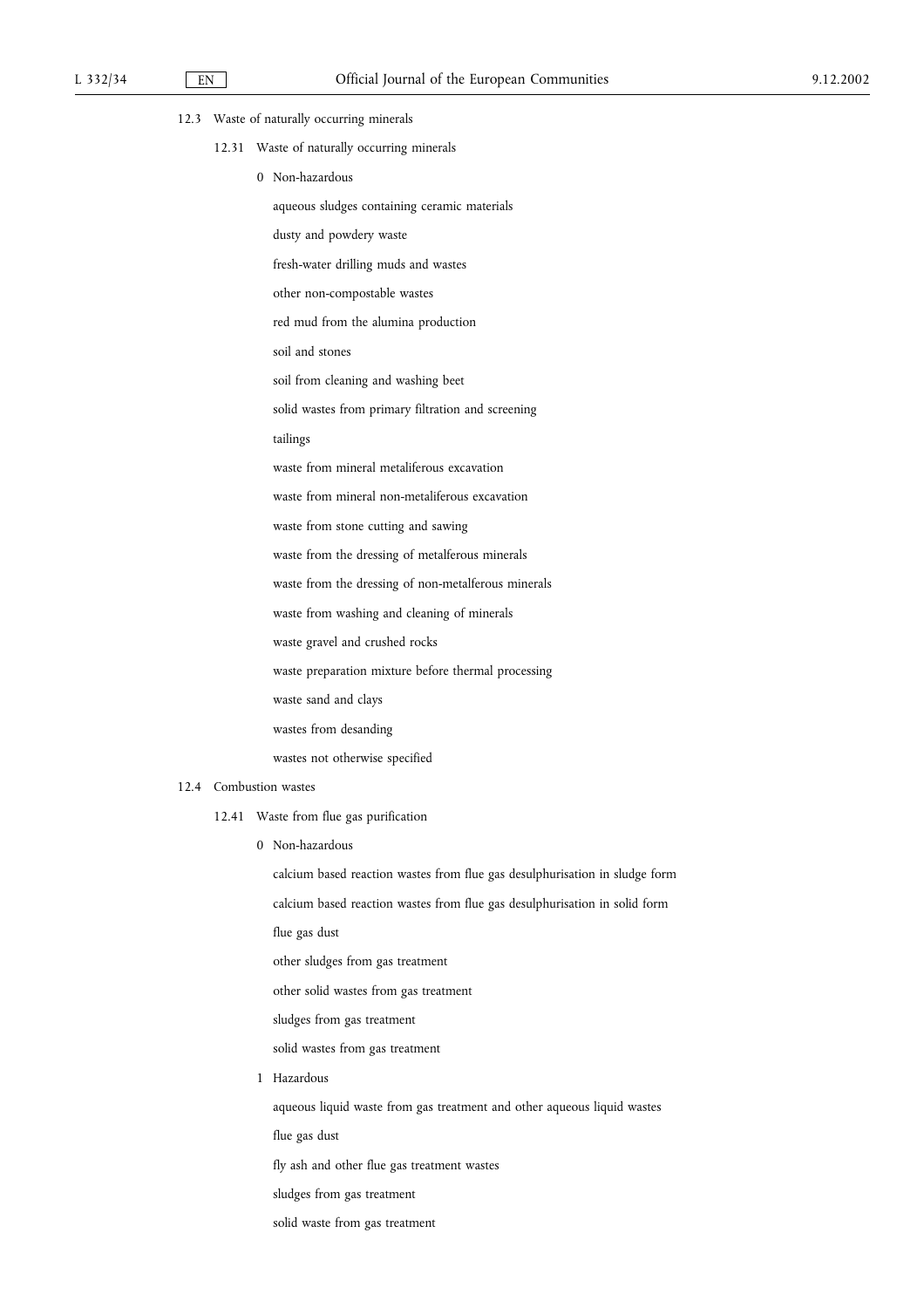12.3 Waste of naturally occurring minerals

12.31 Waste of naturally occurring minerals

0 Non-hazardous

aqueous sludges containing ceramic materials

dusty and powdery waste

fresh-water drilling muds and wastes

other non-compostable wastes

red mud from the alumina production

soil and stones

soil from cleaning and washing beet

solid wastes from primary filtration and screening

tailings

waste from mineral metaliferous excavation

waste from mineral non-metaliferous excavation

waste from stone cutting and sawing

waste from the dressing of metalferous minerals

waste from the dressing of non-metalferous minerals

waste from washing and cleaning of minerals

waste gravel and crushed rocks

waste preparation mixture before thermal processing

waste sand and clays

wastes from desanding

wastes not otherwise specified

12.4 Combustion wastes

12.41 Waste from flue gas purification

0 Non-hazardous

calcium based reaction wastes from flue gas desulphurisation in sludge form

calcium based reaction wastes from flue gas desulphurisation in solid form

flue gas dust

other sludges from gas treatment

other solid wastes from gas treatment

sludges from gas treatment

solid wastes from gas treatment

1 Hazardous

aqueous liquid waste from gas treatment and other aqueous liquid wastes

flue gas dust

fly ash and other flue gas treatment wastes

sludges from gas treatment

solid waste from gas treatment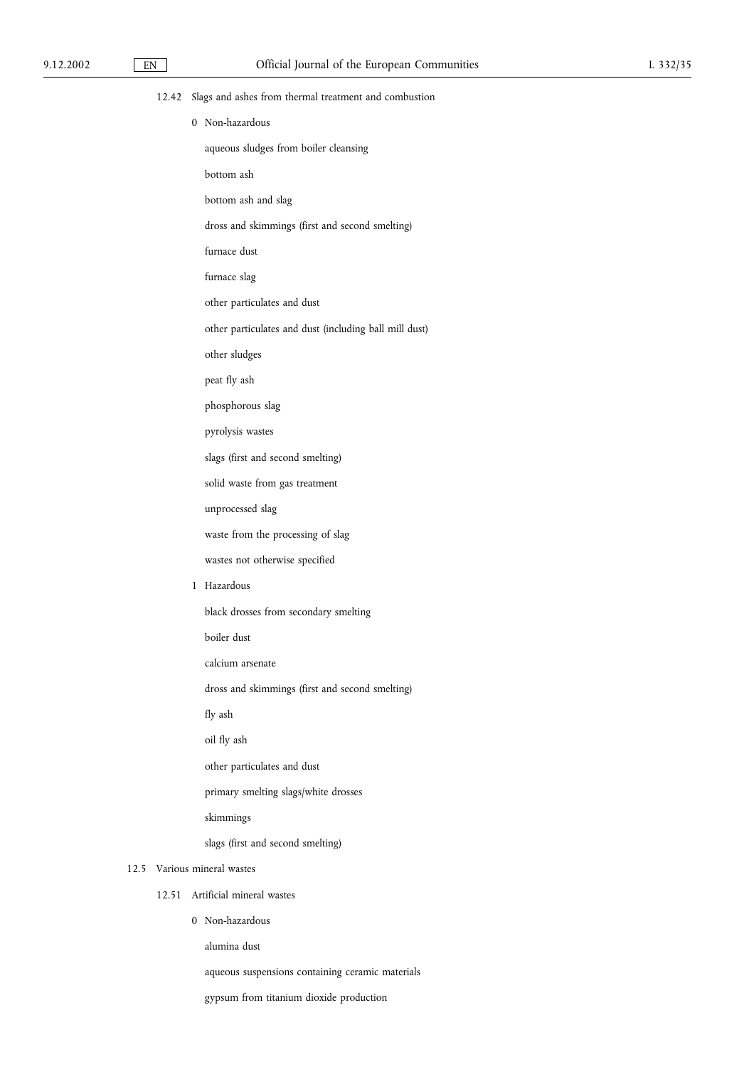12.42 Slags and ashes from thermal treatment and combustion

0 Non-hazardous

aqueous sludges from boiler cleansing

bottom ash

bottom ash and slag

dross and skimmings (first and second smelting)

furnace dust

furnace slag

other particulates and dust

other particulates and dust (including ball mill dust)

other sludges

peat fly ash

phosphorous slag

pyrolysis wastes

slags (first and second smelting)

solid waste from gas treatment

unprocessed slag

waste from the processing of slag

wastes not otherwise specified

1 Hazardous

black drosses from secondary smelting

boiler dust

calcium arsenate

dross and skimmings (first and second smelting)

fly ash

oil fly ash

other particulates and dust

primary smelting slags/white drosses

skimmings

slags (first and second smelting)

12.5 Various mineral wastes

12.51 Artificial mineral wastes

0 Non-hazardous

alumina dust

aqueous suspensions containing ceramic materials

gypsum from titanium dioxide production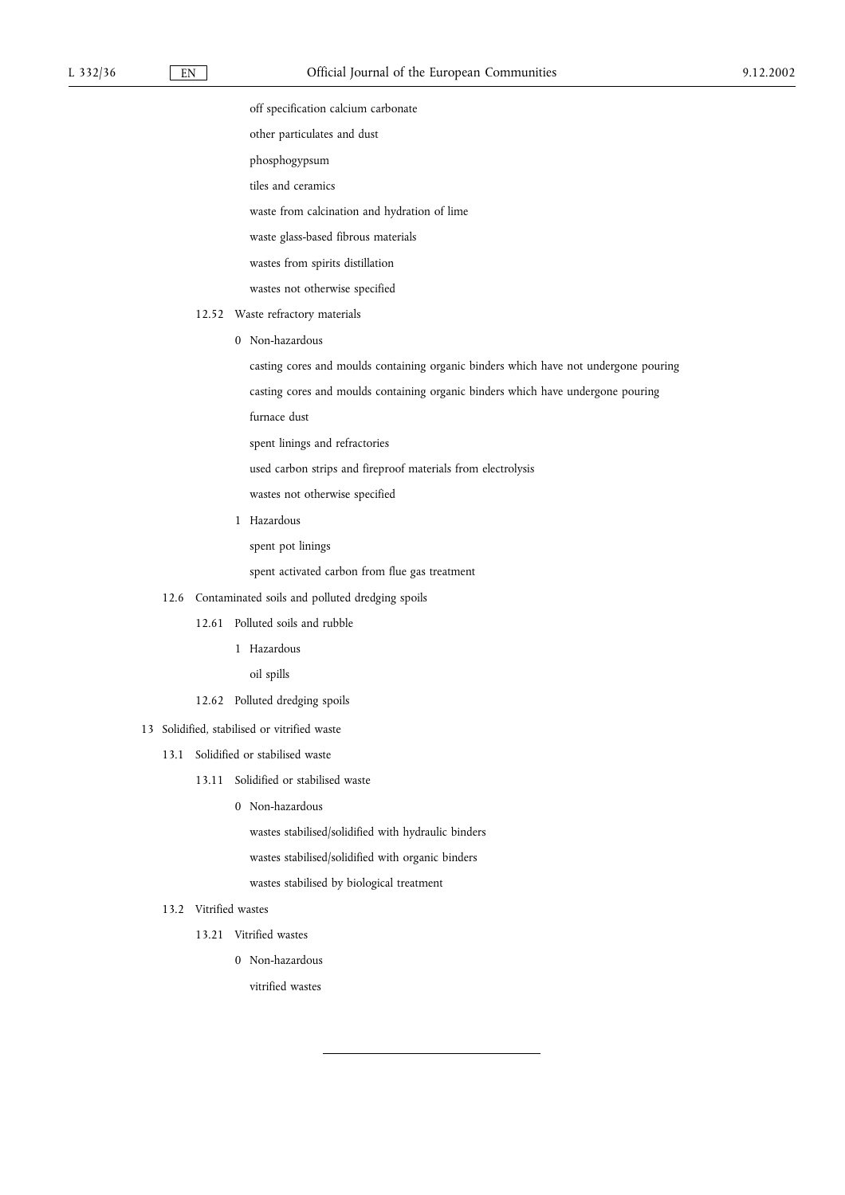off specification calcium carbonate

other particulates and dust

phosphogypsum

tiles and ceramics

waste from calcination and hydration of lime

waste glass-based fibrous materials

wastes from spirits distillation

wastes not otherwise specified

12.52 Waste refractory materials

0 Non-hazardous

casting cores and moulds containing organic binders which have not undergone pouring

casting cores and moulds containing organic binders which have undergone pouring

furnace dust

spent linings and refractories

used carbon strips and fireproof materials from electrolysis

wastes not otherwise specified

1 Hazardous

spent pot linings

spent activated carbon from flue gas treatment

12.6 Contaminated soils and polluted dredging spoils

12.61 Polluted soils and rubble

1 Hazardous

oil spills

12.62 Polluted dredging spoils

13 Solidified, stabilised or vitrified waste

13.1 Solidified or stabilised waste

13.11 Solidified or stabilised waste

0 Non-hazardous

wastes stabilised/solidified with hydraulic binders

wastes stabilised/solidified with organic binders

wastes stabilised by biological treatment

13.2 Vitrified wastes

13.21 Vitrified wastes

0 Non-hazardous

vitrified wastes